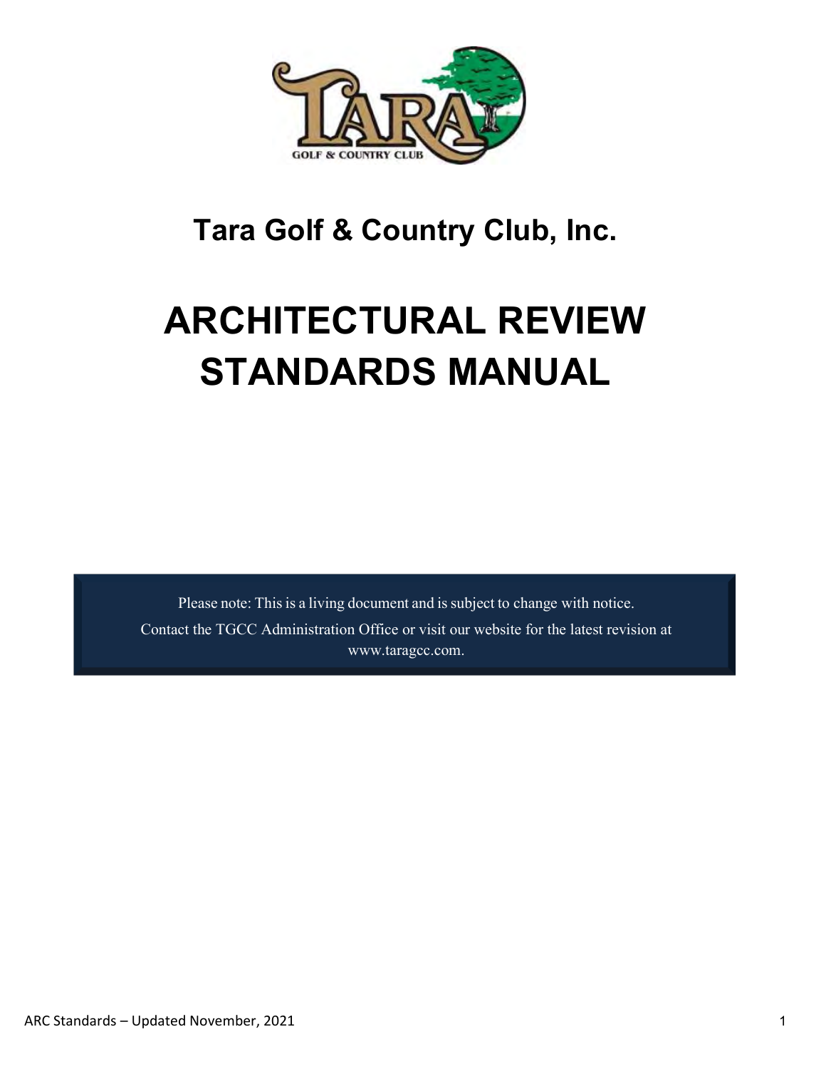# Tara Golf & Country Club, Inc.

# ARCHITECTURAL REVIEW STANDARDS MANUAL

Please note: This is a living document and is subject to change with notice.

Contact the TGCC Administration Office or visit our website for the latest revision at www.taragcc.com.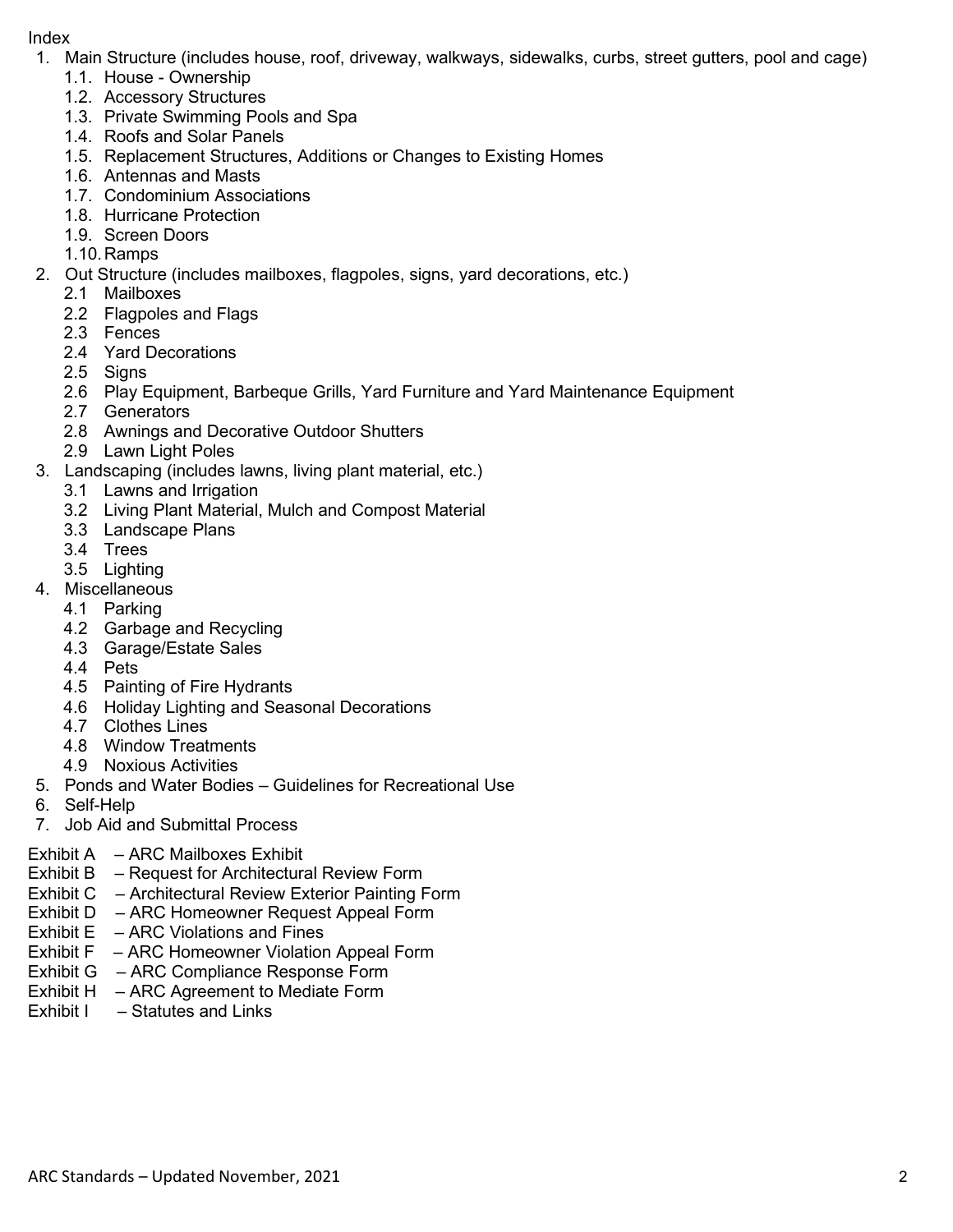Index

1. Main Structure (includes house, roof, driveway, walkways, sidewalks, curbs, street gutters, pool and cage)
    - 1.1. House - Ownership
    - 1.2. Accessory Structures
    - 1.3. Private Swimming Pools and Spa
    - 1.4. Roofs and Solar Panels
    - 1.5. Replacement Structures, Additions or Changes to Existing Homes
    - 1.6. Antennas and Masts
    - 1.7. Condominium Associations
    - 1.8. Hurricane Protection
    - 1.9. Screen Doors
    - 1.10. Ramps
2. Out Structure (includes mailboxes, flagpoles, signs, yard decorations, etc.)
    - 2.1 Mailboxes
    - 2.2 Flagpoles and Flags
    - 2.3 Fences
    - 2.4 Yard Decorations
    - 2.5 Signs
    - 2.6 Play Equipment, Barbeque Grills, Yard Furniture and Yard Maintenance Equipment
    - 2.7 Generators
    - 2.8 Awnings and Decorative Outdoor Shutters
    - 2.9 Lawn Light Poles
3. Landscaping (includes lawns, living plant material, etc.)
    - 3.1 Lawns and Irrigation
    - 3.2 Living Plant Material, Mulch and Compost Material
    - 3.3 Landscape Plans
    - 3.4 Trees
    - 3.5 Lighting
4. Miscellaneous
    - 4.1 Parking
    - 4.2 Garbage and Recycling
    - 4.3 Garage/Estate Sales
    - 4.4 Pets
    - 4.5 Painting of Fire Hydrants
    - 4.6 Holiday Lighting and Seasonal Decorations
    - 4.7 Clothes Lines
    - 4.8 Window Treatments
    - 4.9 Noxious Activities
5. Ponds and Water Bodies – Guidelines for Recreational Use
6. Self-Help
7. Job Aid and Submittal Process

Exhibit A – ARC Mailboxes Exhibit
Exhibit B – Request for Architectural Review Form
Exhibit C – Architectural Review Exterior Painting Form
Exhibit D – ARC Homeowner Request Appeal Form
Exhibit E – ARC Violations and Fines
Exhibit F – ARC Homeowner Violation Appeal Form
Exhibit G – ARC Compliance Response Form
Exhibit H – ARC Agreement to Mediate Form
Exhibit I – Statutes and Links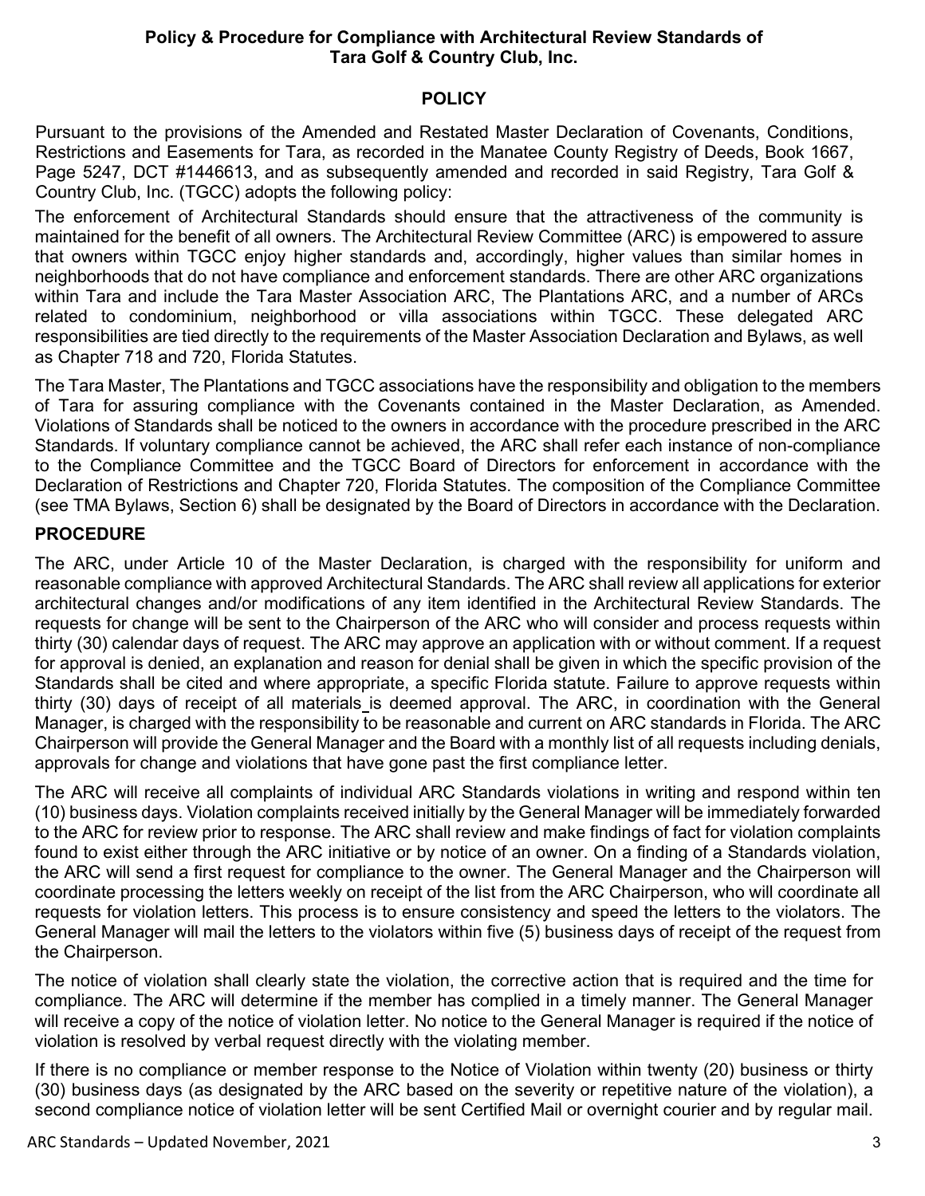**Policy & Procedure for Compliance with Architectural Review Standards of Tara Golf & Country Club, Inc.**

## POLICY

Pursuant to the provisions of the Amended and Restated Master Declaration of Covenants, Conditions, Restrictions and Easements for Tara, as recorded in the Manatee County Registry of Deeds, Book 1667, Page 5247, DCT #1446613, and as subsequently amended and recorded in said Registry, Tara Golf & Country Club, Inc. (TGCC) adopts the following policy:

The enforcement of Architectural Standards should ensure that the attractiveness of the community is maintained for the benefit of all owners. The Architectural Review Committee (ARC) is empowered to assure that owners within TGCC enjoy higher standards and, accordingly, higher values than similar homes in neighborhoods that do not have compliance and enforcement standards. There are other ARC organizations within Tara and include the Tara Master Association ARC, The Plantations ARC, and a number of ARCs related to condominium, neighborhood or villa associations within TGCC. These delegated ARC responsibilities are tied directly to the requirements of the Master Association Declaration and Bylaws, as well as Chapter 718 and 720, Florida Statutes.

The Tara Master, The Plantations and TGCC associations have the responsibility and obligation to the members of Tara for assuring compliance with the Covenants contained in the Master Declaration, as Amended. Violations of Standards shall be noticed to the owners in accordance with the procedure prescribed in the ARC Standards. If voluntary compliance cannot be achieved, the ARC shall refer each instance of non-compliance to the Compliance Committee and the TGCC Board of Directors for enforcement in accordance with the Declaration of Restrictions and Chapter 720, Florida Statutes. The composition of the Compliance Committee (see TMA Bylaws, Section 6) shall be designated by the Board of Directors in accordance with the Declaration.

## PROCEDURE

The ARC, under Article 10 of the Master Declaration, is charged with the responsibility for uniform and reasonable compliance with approved Architectural Standards. The ARC shall review all applications for exterior architectural changes and/or modifications of any item identified in the Architectural Review Standards. The requests for change will be sent to the Chairperson of the ARC who will consider and process requests within thirty (30) calendar days of request. The ARC may approve an application with or without comment. If a request for approval is denied, an explanation and reason for denial shall be given in which the specific provision of the Standards shall be cited and where appropriate, a specific Florida statute. Failure to approve requests within thirty (30) days of receipt of all materials is deemed approval. The ARC, in coordination with the General Manager, is charged with the responsibility to be reasonable and current on ARC standards in Florida. The ARC Chairperson will provide the General Manager and the Board with a monthly list of all requests including denials, approvals for change and violations that have gone past the first compliance letter.

The ARC will receive all complaints of individual ARC Standards violations in writing and respond within ten (10) business days. Violation complaints received initially by the General Manager will be immediately forwarded to the ARC for review prior to response. The ARC shall review and make findings of fact for violation complaints found to exist either through the ARC initiative or by notice of an owner. On a finding of a Standards violation, the ARC will send a first request for compliance to the owner. The General Manager and the Chairperson will coordinate processing the letters weekly on receipt of the list from the ARC Chairperson, who will coordinate all requests for violation letters. This process is to ensure consistency and speed the letters to the violators. The General Manager will mail the letters to the violators within five (5) business days of receipt of the request from the Chairperson.

The notice of violation shall clearly state the violation, the corrective action that is required and the time for compliance. The ARC will determine if the member has complied in a timely manner. The General Manager will receive a copy of the notice of violation letter. No notice to the General Manager is required if the notice of violation is resolved by verbal request directly with the violating member.

If there is no compliance or member response to the Notice of Violation within twenty (20) business or thirty (30) business days (as designated by the ARC based on the severity or repetitive nature of the violation), a second compliance notice of violation letter will be sent Certified Mail or overnight courier and by regular mail.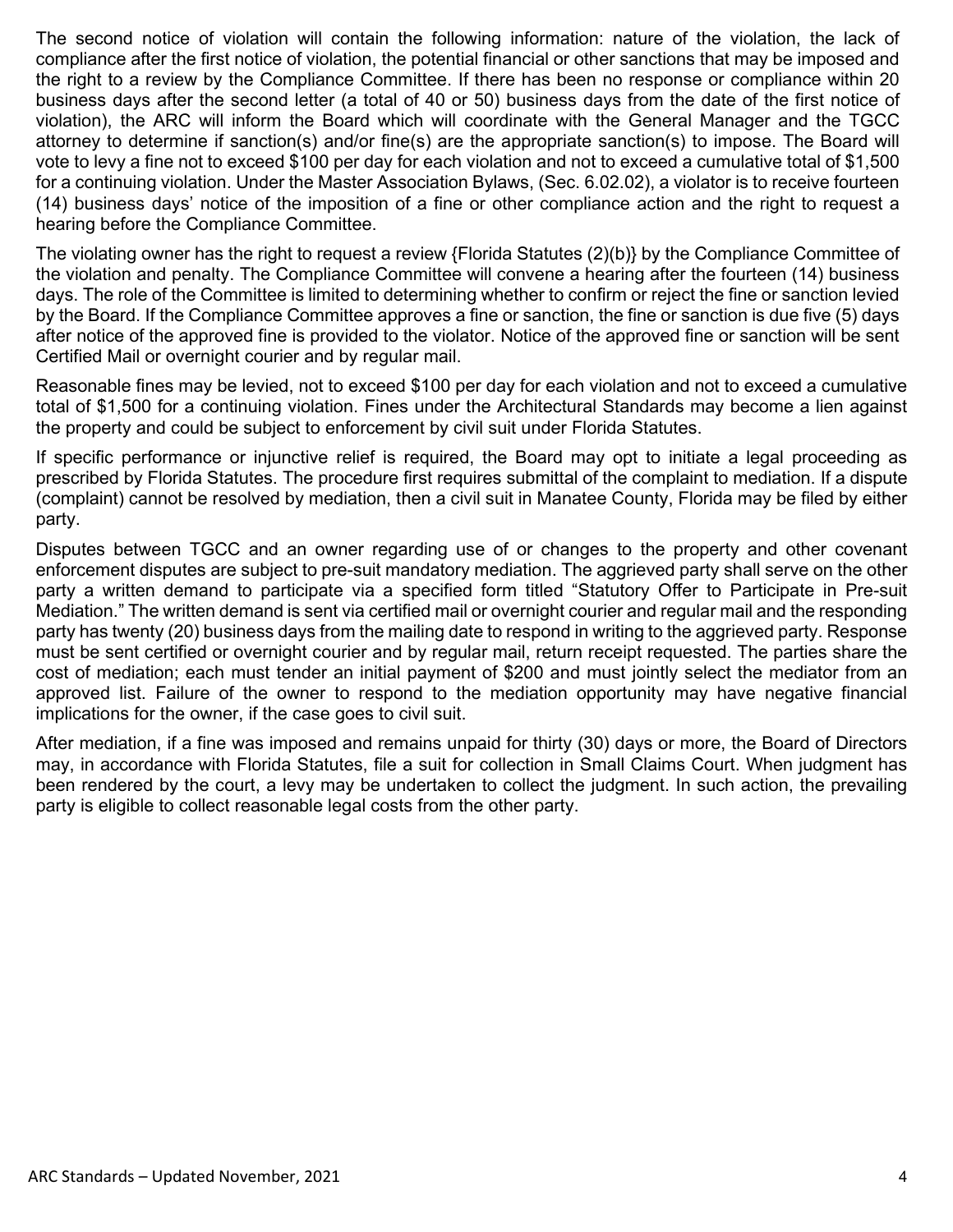The second notice of violation will contain the following information: nature of the violation, the lack of compliance after the first notice of violation, the potential financial or other sanctions that may be imposed and the right to a review by the Compliance Committee. If there has been no response or compliance within 20 business days after the second letter (a total of 40 or 50) business days from the date of the first notice of violation), the ARC will inform the Board which will coordinate with the General Manager and the TGCC attorney to determine if sanction(s) and/or fine(s) are the appropriate sanction(s) to impose. The Board will vote to levy a fine not to exceed $100 per day for each violation and not to exceed a cumulative total of $1,500 for a continuing violation. Under the Master Association Bylaws, (Sec. 6.02.02), a violator is to receive fourteen (14) business days' notice of the imposition of a fine or other compliance action and the right to request a hearing before the Compliance Committee.

The violating owner has the right to request a review {Florida Statutes (2)(b)} by the Compliance Committee of the violation and penalty. The Compliance Committee will convene a hearing after the fourteen (14) business days. The role of the Committee is limited to determining whether to confirm or reject the fine or sanction levied by the Board. If the Compliance Committee approves a fine or sanction, the fine or sanction is due five (5) days after notice of the approved fine is provided to the violator. Notice of the approved fine or sanction will be sent Certified Mail or overnight courier and by regular mail.

Reasonable fines may be levied, not to exceed $100 per day for each violation and not to exceed a cumulative total of $1,500 for a continuing violation. Fines under the Architectural Standards may become a lien against the property and could be subject to enforcement by civil suit under Florida Statutes.

If specific performance or injunctive relief is required, the Board may opt to initiate a legal proceeding as prescribed by Florida Statutes. The procedure first requires submittal of the complaint to mediation. If a dispute (complaint) cannot be resolved by mediation, then a civil suit in Manatee County, Florida may be filed by either party.

Disputes between TGCC and an owner regarding use of or changes to the property and other covenant enforcement disputes are subject to pre-suit mandatory mediation. The aggrieved party shall serve on the other party a written demand to participate via a specified form titled "Statutory Offer to Participate in Pre-suit Mediation." The written demand is sent via certified mail or overnight courier and regular mail and the responding party has twenty (20) business days from the mailing date to respond in writing to the aggrieved party. Response must be sent certified or overnight courier and by regular mail, return receipt requested. The parties share the cost of mediation; each must tender an initial payment of $200 and must jointly select the mediator from an approved list. Failure of the owner to respond to the mediation opportunity may have negative financial implications for the owner, if the case goes to civil suit.

After mediation, if a fine was imposed and remains unpaid for thirty (30) days or more, the Board of Directors may, in accordance with Florida Statutes, file a suit for collection in Small Claims Court. When judgment has been rendered by the court, a levy may be undertaken to collect the judgment. In such action, the prevailing party is eligible to collect reasonable legal costs from the other party.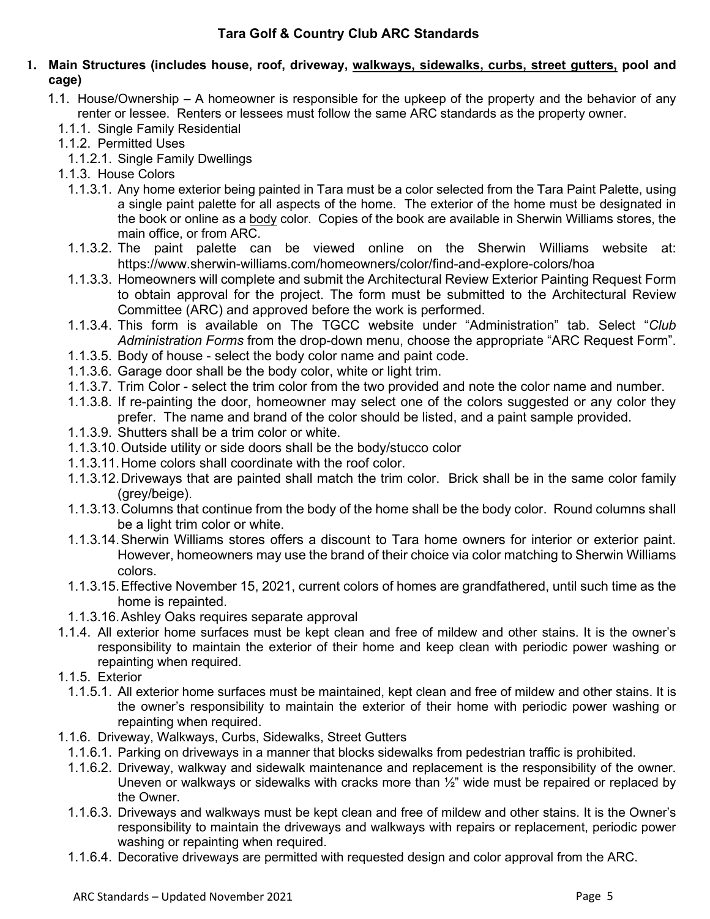# Tara Golf & Country Club ARC Standards

**1. Main Structures (includes house, roof, driveway, <u>walkways, sidewalks, curbs, street gutters,</u> pool and cage)**

1.1. House/Ownership – A homeowner is responsible for the upkeep of the property and the behavior of any renter or lessee. Renters or lessees must follow the same ARC standards as the property owner.

1.1.1. Single Family Residential

1.1.2. Permitted Uses

1.1.2.1. Single Family Dwellings

1.1.3. House Colors

1.1.3.1. Any home exterior being painted in Tara must be a color selected from the Tara Paint Palette, using a single paint palette for all aspects of the home. The exterior of the home must be designated in the book or online as a <u>body</u> color. Copies of the book are available in Sherwin Williams stores, the main office, or from ARC.

1.1.3.2. The paint palette can be viewed online on the Sherwin Williams website at: https://www.sherwin-williams.com/homeowners/color/find-and-explore-colors/hoa

1.1.3.3. Homeowners will complete and submit the Architectural Review Exterior Painting Request Form to obtain approval for the project. The form must be submitted to the Architectural Review Committee (ARC) and approved before the work is performed.

1.1.3.4. This form is available on The TGCC website under "Administration" tab. Select "*Club Administration Forms* from the drop-down menu, choose the appropriate "ARC Request Form".

1.1.3.5. Body of house - select the body color name and paint code.

1.1.3.6. Garage door shall be the body color, white or light trim.

1.1.3.7. Trim Color - select the trim color from the two provided and note the color name and number.

1.1.3.8. If re-painting the door, homeowner may select one of the colors suggested or any color they prefer. The name and brand of the color should be listed, and a paint sample provided.

1.1.3.9. Shutters shall be a trim color or white.

1.1.3.10. Outside utility or side doors shall be the body/stucco color

1.1.3.11. Home colors shall coordinate with the roof color.

1.1.3.12. Driveways that are painted shall match the trim color. Brick shall be in the same color family (grey/beige).

1.1.3.13. Columns that continue from the body of the home shall be the body color. Round columns shall be a light trim color or white.

1.1.3.14. Sherwin Williams stores offers a discount to Tara home owners for interior or exterior paint. However, homeowners may use the brand of their choice via color matching to Sherwin Williams colors.

1.1.3.15. Effective November 15, 2021, current colors of homes are grandfathered, until such time as the home is repainted.

1.1.3.16. Ashley Oaks requires separate approval

1.1.4. All exterior home surfaces must be kept clean and free of mildew and other stains. It is the owner's responsibility to maintain the exterior of their home and keep clean with periodic power washing or repainting when required.

1.1.5. Exterior

1.1.5.1. All exterior home surfaces must be maintained, kept clean and free of mildew and other stains. It is the owner's responsibility to maintain the exterior of their home with periodic power washing or repainting when required.

1.1.6. Driveway, Walkways, Curbs, Sidewalks, Street Gutters

1.1.6.1. Parking on driveways in a manner that blocks sidewalks from pedestrian traffic is prohibited.

1.1.6.2. Driveway, walkway and sidewalk maintenance and replacement is the responsibility of the owner. Uneven or walkways or sidewalks with cracks more than ½" wide must be repaired or replaced by the Owner.

1.1.6.3. Driveways and walkways must be kept clean and free of mildew and other stains. It is the Owner's responsibility to maintain the driveways and walkways with repairs or replacement, periodic power washing or repainting when required.

1.1.6.4. Decorative driveways are permitted with requested design and color approval from the ARC.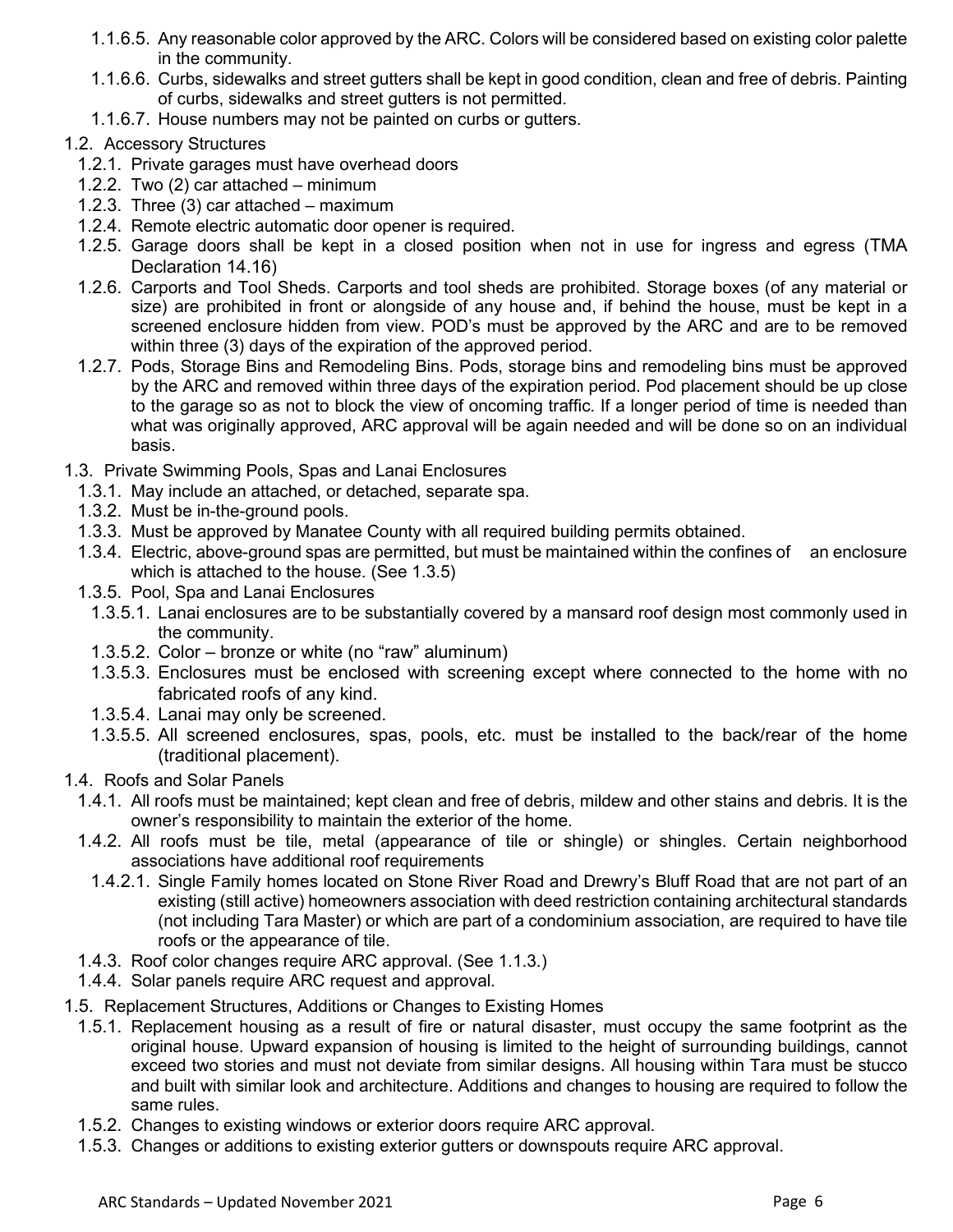1.1.6.5. Any reasonable color approved by the ARC. Colors will be considered based on existing color palette in the community.

1.1.6.6. Curbs, sidewalks and street gutters shall be kept in good condition, clean and free of debris. Painting of curbs, sidewalks and street gutters is not permitted.

1.1.6.7. House numbers may not be painted on curbs or gutters.

1.2. Accessory Structures

1.2.1. Private garages must have overhead doors

1.2.2. Two (2) car attached – minimum

1.2.3. Three (3) car attached – maximum

1.2.4. Remote electric automatic door opener is required.

1.2.5. Garage doors shall be kept in a closed position when not in use for ingress and egress (TMA Declaration 14.16)

1.2.6. Carports and Tool Sheds. Carports and tool sheds are prohibited. Storage boxes (of any material or size) are prohibited in front or alongside of any house and, if behind the house, must be kept in a screened enclosure hidden from view. POD's must be approved by the ARC and are to be removed within three (3) days of the expiration of the approved period.

1.2.7. Pods, Storage Bins and Remodeling Bins. Pods, storage bins and remodeling bins must be approved by the ARC and removed within three days of the expiration period. Pod placement should be up close to the garage so as not to block the view of oncoming traffic. If a longer period of time is needed than what was originally approved, ARC approval will be again needed and will be done so on an individual basis.

1.3. Private Swimming Pools, Spas and Lanai Enclosures

1.3.1. May include an attached, or detached, separate spa.

1.3.2. Must be in-the-ground pools.

1.3.3. Must be approved by Manatee County with all required building permits obtained.

1.3.4. Electric, above-ground spas are permitted, but must be maintained within the confines of an enclosure which is attached to the house. (See 1.3.5)

1.3.5. Pool, Spa and Lanai Enclosures

1.3.5.1. Lanai enclosures are to be substantially covered by a mansard roof design most commonly used in the community.

1.3.5.2. Color – bronze or white (no "raw" aluminum)

1.3.5.3. Enclosures must be enclosed with screening except where connected to the home with no fabricated roofs of any kind.

1.3.5.4. Lanai may only be screened.

1.3.5.5. All screened enclosures, spas, pools, etc. must be installed to the back/rear of the home (traditional placement).

1.4. Roofs and Solar Panels

1.4.1. All roofs must be maintained; kept clean and free of debris, mildew and other stains and debris. It is the owner's responsibility to maintain the exterior of the home.

1.4.2. All roofs must be tile, metal (appearance of tile or shingle) or shingles. Certain neighborhood associations have additional roof requirements

1.4.2.1. Single Family homes located on Stone River Road and Drewry's Bluff Road that are not part of an existing (still active) homeowners association with deed restriction containing architectural standards (not including Tara Master) or which are part of a condominium association, are required to have tile roofs or the appearance of tile.

1.4.3. Roof color changes require ARC approval. (See 1.1.3.)

1.4.4. Solar panels require ARC request and approval.

1.5. Replacement Structures, Additions or Changes to Existing Homes

1.5.1. Replacement housing as a result of fire or natural disaster, must occupy the same footprint as the original house. Upward expansion of housing is limited to the height of surrounding buildings, cannot exceed two stories and must not deviate from similar designs. All housing within Tara must be stucco and built with similar look and architecture. Additions and changes to housing are required to follow the same rules.

1.5.2. Changes to existing windows or exterior doors require ARC approval.

1.5.3. Changes or additions to existing exterior gutters or downspouts require ARC approval.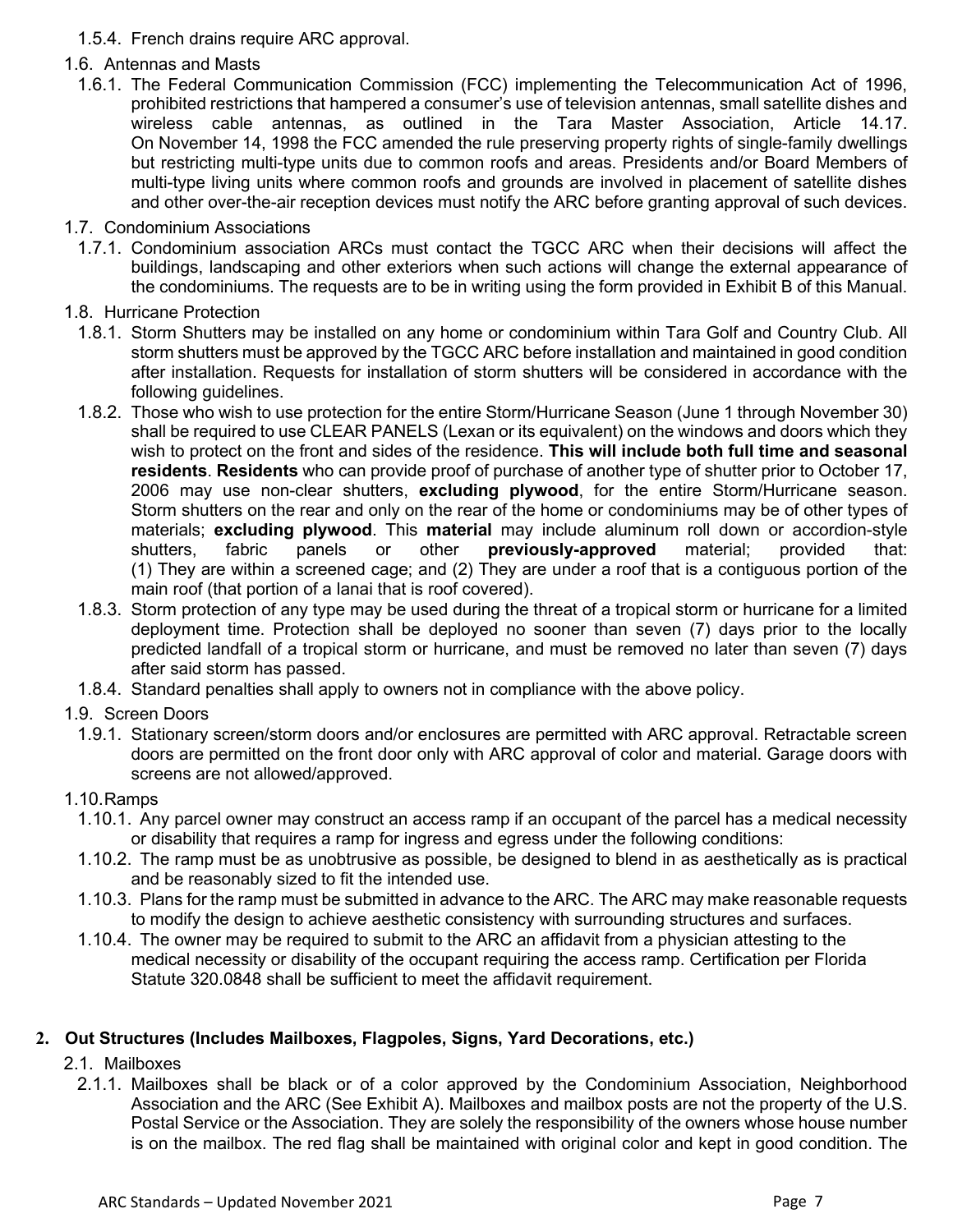1.5.4. French drains require ARC approval.

1.6. Antennas and Masts

1.6.1. The Federal Communication Commission (FCC) implementing the Telecommunication Act of 1996, prohibited restrictions that hampered a consumer's use of television antennas, small satellite dishes and wireless cable antennas, as outlined in the Tara Master Association, Article 14.17. On November 14, 1998 the FCC amended the rule preserving property rights of single-family dwellings but restricting multi-type units due to common roofs and areas. Presidents and/or Board Members of multi-type living units where common roofs and grounds are involved in placement of satellite dishes and other over-the-air reception devices must notify the ARC before granting approval of such devices.

1.7. Condominium Associations

1.7.1. Condominium association ARCs must contact the TGCC ARC when their decisions will affect the buildings, landscaping and other exteriors when such actions will change the external appearance of the condominiums. The requests are to be in writing using the form provided in Exhibit B of this Manual.

1.8. Hurricane Protection

1.8.1. Storm Shutters may be installed on any home or condominium within Tara Golf and Country Club. All storm shutters must be approved by the TGCC ARC before installation and maintained in good condition after installation. Requests for installation of storm shutters will be considered in accordance with the following guidelines.

1.8.2. Those who wish to use protection for the entire Storm/Hurricane Season (June 1 through November 30) shall be required to use CLEAR PANELS (Lexan or its equivalent) on the windows and doors which they wish to protect on the front and sides of the residence. **This will include both full time and seasonal residents**. **Residents** who can provide proof of purchase of another type of shutter prior to October 17, 2006 may use non-clear shutters, **excluding plywood**, for the entire Storm/Hurricane season. Storm shutters on the rear and only on the rear of the home or condominiums may be of other types of materials; **excluding plywood**. This **material** may include aluminum roll down or accordion-style shutters, fabric panels or other **previously-approved** material; provided that: (1) They are within a screened cage; and (2) They are under a roof that is a contiguous portion of the main roof (that portion of a lanai that is roof covered).

1.8.3. Storm protection of any type may be used during the threat of a tropical storm or hurricane for a limited deployment time. Protection shall be deployed no sooner than seven (7) days prior to the locally predicted landfall of a tropical storm or hurricane, and must be removed no later than seven (7) days after said storm has passed.

1.8.4. Standard penalties shall apply to owners not in compliance with the above policy.

1.9. Screen Doors

1.9.1. Stationary screen/storm doors and/or enclosures are permitted with ARC approval. Retractable screen doors are permitted on the front door only with ARC approval of color and material. Garage doors with screens are not allowed/approved.

1.10. Ramps

1.10.1. Any parcel owner may construct an access ramp if an occupant of the parcel has a medical necessity or disability that requires a ramp for ingress and egress under the following conditions:

1.10.2. The ramp must be as unobtrusive as possible, be designed to blend in as aesthetically as is practical and be reasonably sized to fit the intended use.

1.10.3. Plans for the ramp must be submitted in advance to the ARC. The ARC may make reasonable requests to modify the design to achieve aesthetic consistency with surrounding structures and surfaces.

1.10.4. The owner may be required to submit to the ARC an affidavit from a physician attesting to the medical necessity or disability of the occupant requiring the access ramp. Certification per Florida Statute 320.0848 shall be sufficient to meet the affidavit requirement.

## 2. Out Structures (Includes Mailboxes, Flagpoles, Signs, Yard Decorations, etc.)

2.1. Mailboxes

2.1.1. Mailboxes shall be black or of a color approved by the Condominium Association, Neighborhood Association and the ARC (See Exhibit A). Mailboxes and mailbox posts are not the property of the U.S. Postal Service or the Association. They are solely the responsibility of the owners whose house number is on the mailbox. The red flag shall be maintained with original color and kept in good condition. The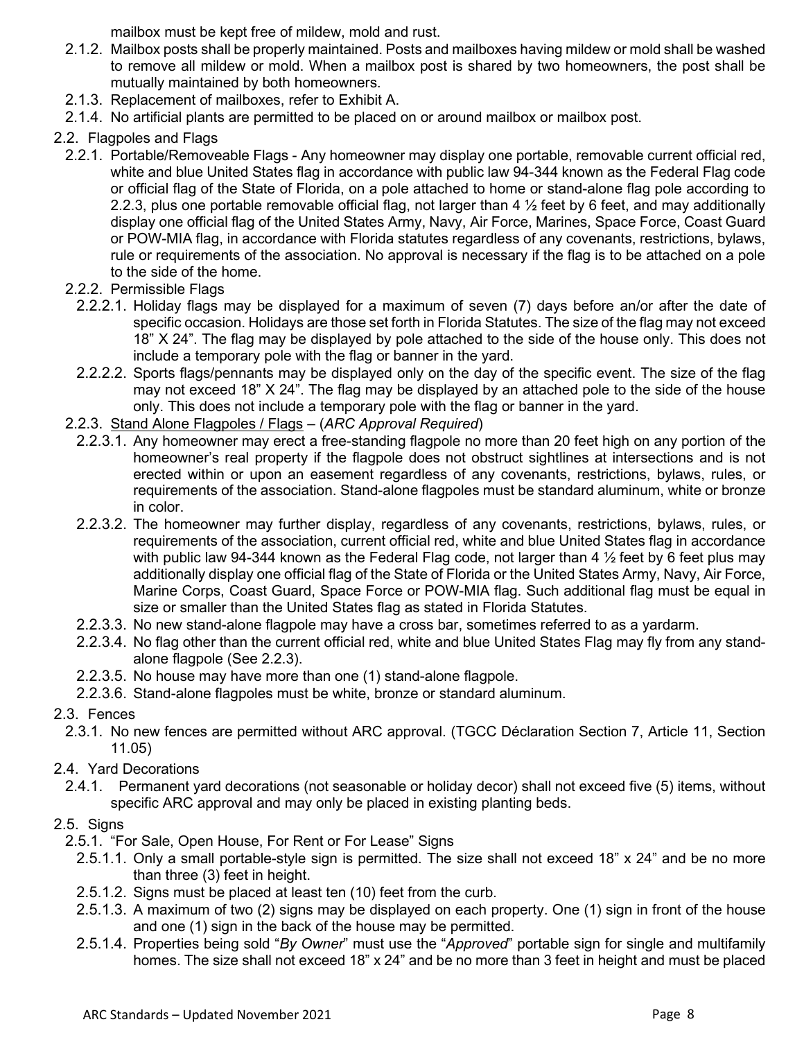mailbox must be kept free of mildew, mold and rust.

- 2.1.2. Mailbox posts shall be properly maintained. Posts and mailboxes having mildew or mold shall be washed to remove all mildew or mold. When a mailbox post is shared by two homeowners, the post shall be mutually maintained by both homeowners.
- 2.1.3. Replacement of mailboxes, refer to Exhibit A.
- 2.1.4. No artificial plants are permitted to be placed on or around mailbox or mailbox post.

2.2. Flagpoles and Flags

- 2.2.1. Portable/Removeable Flags - Any homeowner may display one portable, removable current official red, white and blue United States flag in accordance with public law 94-344 known as the Federal Flag code or official flag of the State of Florida, on a pole attached to home or stand-alone flag pole according to 2.2.3, plus one portable removable official flag, not larger than 4 ½ feet by 6 feet, and may additionally display one official flag of the United States Army, Navy, Air Force, Marines, Space Force, Coast Guard or POW-MIA flag, in accordance with Florida statutes regardless of any covenants, restrictions, bylaws, rule or requirements of the association. No approval is necessary if the flag is to be attached on a pole to the side of the home.
- 2.2.2. Permissible Flags
  - 2.2.2.1. Holiday flags may be displayed for a maximum of seven (7) days before an/or after the date of specific occasion. Holidays are those set forth in Florida Statutes. The size of the flag may not exceed 18" X 24". The flag may be displayed by pole attached to the side of the house only. This does not include a temporary pole with the flag or banner in the yard.
  - 2.2.2.2. Sports flags/pennants may be displayed only on the day of the specific event. The size of the flag may not exceed 18" X 24". The flag may be displayed by an attached pole to the side of the house only. This does not include a temporary pole with the flag or banner in the yard.
- 2.2.3. <u>Stand Alone Flagpoles / Flags</u> – (*ARC Approval Required*)
  - 2.2.3.1. Any homeowner may erect a free-standing flagpole no more than 20 feet high on any portion of the homeowner's real property if the flagpole does not obstruct sightlines at intersections and is not erected within or upon an easement regardless of any covenants, restrictions, bylaws, rules, or requirements of the association. Stand-alone flagpoles must be standard aluminum, white or bronze in color.
  - 2.2.3.2. The homeowner may further display, regardless of any covenants, restrictions, bylaws, rules, or requirements of the association, current official red, white and blue United States flag in accordance with public law 94-344 known as the Federal Flag code, not larger than 4 ½ feet by 6 feet plus may additionally display one official flag of the State of Florida or the United States Army, Navy, Air Force, Marine Corps, Coast Guard, Space Force or POW-MIA flag. Such additional flag must be equal in size or smaller than the United States flag as stated in Florida Statutes.
  - 2.2.3.3. No new stand-alone flagpole may have a cross bar, sometimes referred to as a yardarm.
  - 2.2.3.4. No flag other than the current official red, white and blue United States Flag may fly from any stand-alone flagpole (See 2.2.3).
  - 2.2.3.5. No house may have more than one (1) stand-alone flagpole.
  - 2.2.3.6. Stand-alone flagpoles must be white, bronze or standard aluminum.

2.3. Fences

- 2.3.1. No new fences are permitted without ARC approval. (TGCC Déclaration Section 7, Article 11, Section 11.05)

2.4. Yard Decorations

- 2.4.1. Permanent yard decorations (not seasonable or holiday decor) shall not exceed five (5) items, without specific ARC approval and may only be placed in existing planting beds.

2.5. Signs

- 2.5.1. "For Sale, Open House, For Rent or For Lease" Signs
  - 2.5.1.1. Only a small portable-style sign is permitted. The size shall not exceed 18" x 24" and be no more than three (3) feet in height.
  - 2.5.1.2. Signs must be placed at least ten (10) feet from the curb.
  - 2.5.1.3. A maximum of two (2) signs may be displayed on each property. One (1) sign in front of the house and one (1) sign in the back of the house may be permitted.
  - 2.5.1.4. Properties being sold "*By Owner*" must use the "*Approved*" portable sign for single and multifamily homes. The size shall not exceed 18" x 24" and be no more than 3 feet in height and must be placed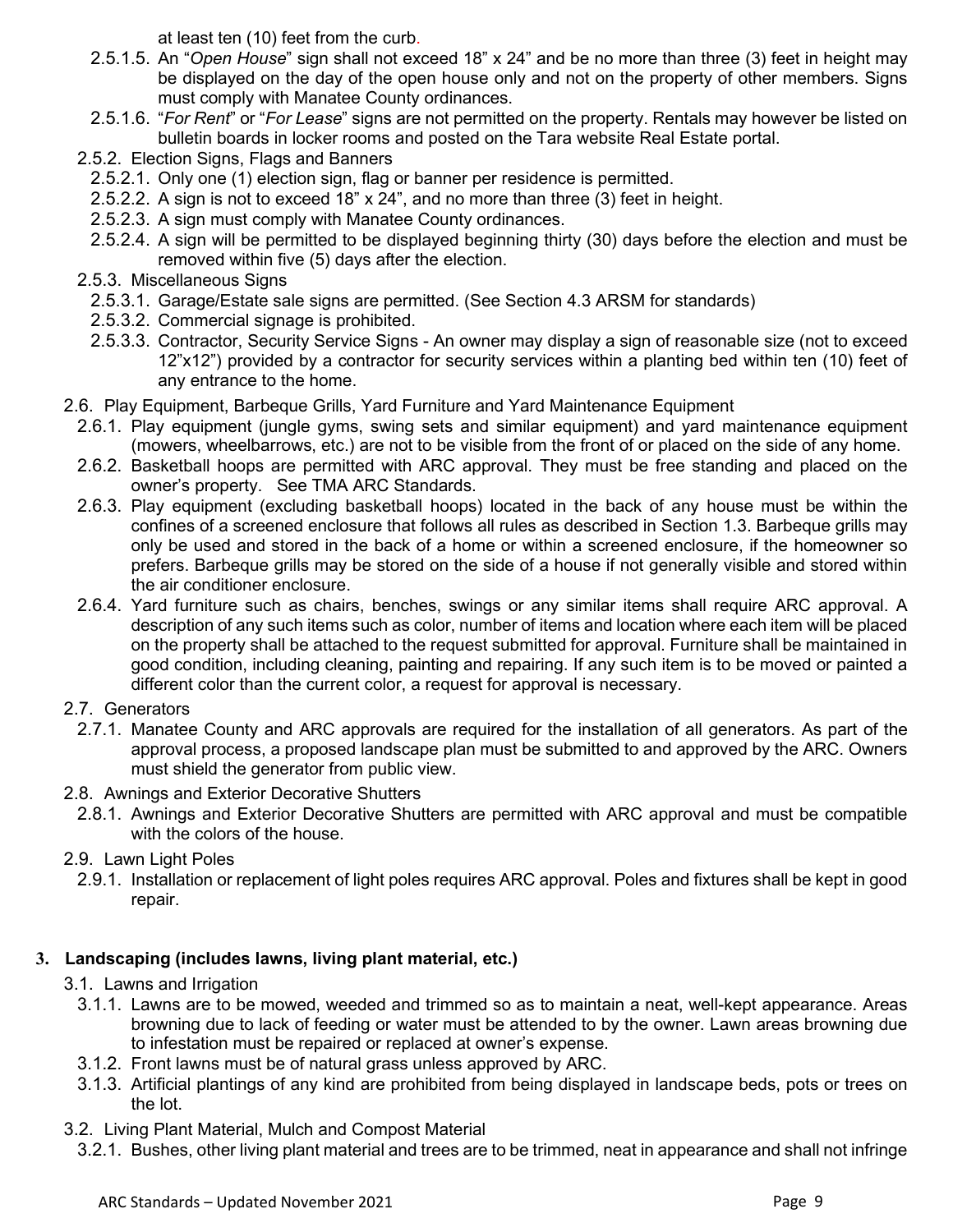at least ten (10) feet from the curb.

- 2.5.1.5. An "*Open House*" sign shall not exceed 18" x 24" and be no more than three (3) feet in height may be displayed on the day of the open house only and not on the property of other members. Signs must comply with Manatee County ordinances.
- 2.5.1.6. "*For Rent*" or "*For Lease*" signs are not permitted on the property. Rentals may however be listed on bulletin boards in locker rooms and posted on the Tara website Real Estate portal.

2.5.2. Election Signs, Flags and Banners

- 2.5.2.1. Only one (1) election sign, flag or banner per residence is permitted.
- 2.5.2.2. A sign is not to exceed 18" x 24", and no more than three (3) feet in height.
- 2.5.2.3. A sign must comply with Manatee County ordinances.
- 2.5.2.4. A sign will be permitted to be displayed beginning thirty (30) days before the election and must be removed within five (5) days after the election.

2.5.3. Miscellaneous Signs

- 2.5.3.1. Garage/Estate sale signs are permitted. (See Section 4.3 ARSM for standards)
- 2.5.3.2. Commercial signage is prohibited.
- 2.5.3.3. Contractor, Security Service Signs - An owner may display a sign of reasonable size (not to exceed 12"x12") provided by a contractor for security services within a planting bed within ten (10) feet of any entrance to the home.

2.6. Play Equipment, Barbeque Grills, Yard Furniture and Yard Maintenance Equipment

- 2.6.1. Play equipment (jungle gyms, swing sets and similar equipment) and yard maintenance equipment (mowers, wheelbarrows, etc.) are not to be visible from the front of or placed on the side of any home.
- 2.6.2. Basketball hoops are permitted with ARC approval. They must be free standing and placed on the owner's property. See TMA ARC Standards.
- 2.6.3. Play equipment (excluding basketball hoops) located in the back of any house must be within the confines of a screened enclosure that follows all rules as described in Section 1.3. Barbeque grills may only be used and stored in the back of a home or within a screened enclosure, if the homeowner so prefers. Barbeque grills may be stored on the side of a house if not generally visible and stored within the air conditioner enclosure.
- 2.6.4. Yard furniture such as chairs, benches, swings or any similar items shall require ARC approval. A description of any such items such as color, number of items and location where each item will be placed on the property shall be attached to the request submitted for approval. Furniture shall be maintained in good condition, including cleaning, painting and repairing. If any such item is to be moved or painted a different color than the current color, a request for approval is necessary.

2.7. Generators

- 2.7.1. Manatee County and ARC approvals are required for the installation of all generators. As part of the approval process, a proposed landscape plan must be submitted to and approved by the ARC. Owners must shield the generator from public view.

2.8. Awnings and Exterior Decorative Shutters

- 2.8.1. Awnings and Exterior Decorative Shutters are permitted with ARC approval and must be compatible with the colors of the house.

2.9. Lawn Light Poles

- 2.9.1. Installation or replacement of light poles requires ARC approval. Poles and fixtures shall be kept in good repair.

## 3. Landscaping (includes lawns, living plant material, etc.)

3.1. Lawns and Irrigation

- 3.1.1. Lawns are to be mowed, weeded and trimmed so as to maintain a neat, well-kept appearance. Areas browning due to lack of feeding or water must be attended to by the owner. Lawn areas browning due to infestation must be repaired or replaced at owner's expense.
- 3.1.2. Front lawns must be of natural grass unless approved by ARC.
- 3.1.3. Artificial plantings of any kind are prohibited from being displayed in landscape beds, pots or trees on the lot.

3.2. Living Plant Material, Mulch and Compost Material

- 3.2.1. Bushes, other living plant material and trees are to be trimmed, neat in appearance and shall not infringe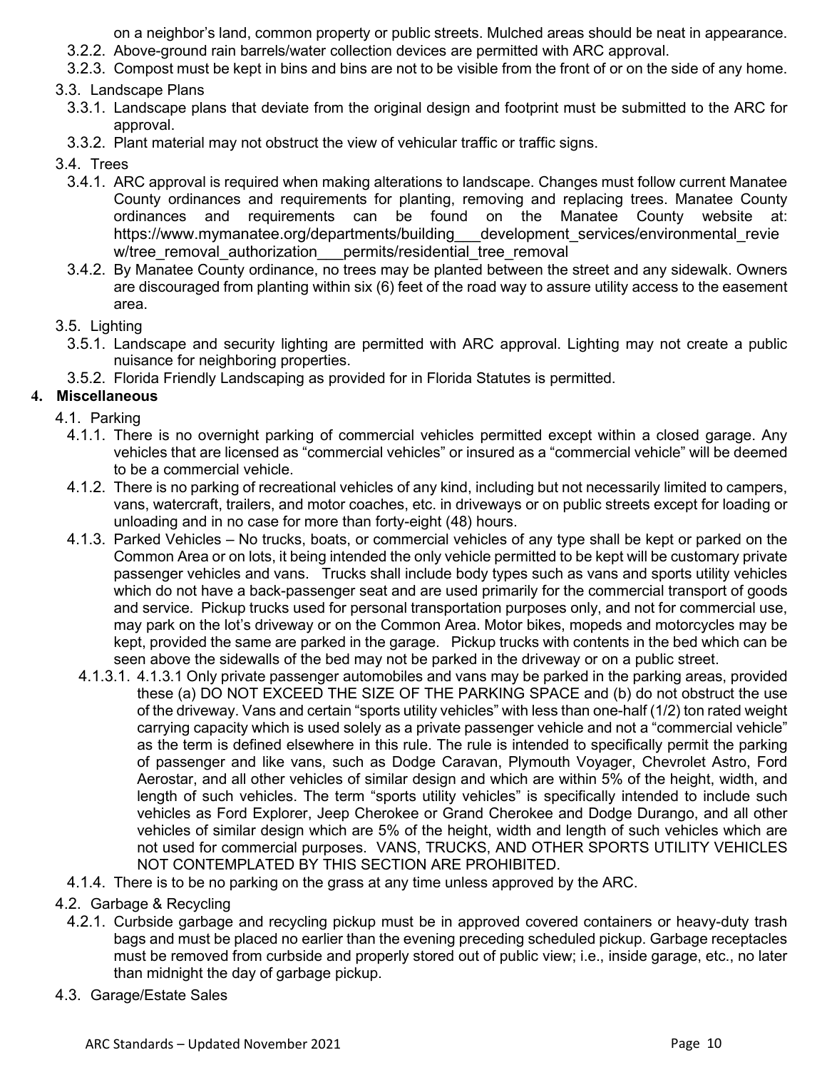on a neighbor's land, common property or public streets. Mulched areas should be neat in appearance.

3.2.2. Above-ground rain barrels/water collection devices are permitted with ARC approval.

3.2.3. Compost must be kept in bins and bins are not to be visible from the front of or on the side of any home.

3.3. Landscape Plans

3.3.1. Landscape plans that deviate from the original design and footprint must be submitted to the ARC for approval.

3.3.2. Plant material may not obstruct the view of vehicular traffic or traffic signs.

3.4. Trees

3.4.1. ARC approval is required when making alterations to landscape. Changes must follow current Manatee County ordinances and requirements for planting, removing and replacing trees. Manatee County ordinances and requirements can be found on the Manatee County website at: https://www.mymanatee.org/departments/building___development_services/environmental_review/tree_removal_authorization___permits/residential_tree_removal

3.4.2. By Manatee County ordinance, no trees may be planted between the street and any sidewalk. Owners are discouraged from planting within six (6) feet of the road way to assure utility access to the easement area.

3.5. Lighting

3.5.1. Landscape and security lighting are permitted with ARC approval. Lighting may not create a public nuisance for neighboring properties.

3.5.2. Florida Friendly Landscaping as provided for in Florida Statutes is permitted.

## 4. Miscellaneous

4.1. Parking

4.1.1. There is no overnight parking of commercial vehicles permitted except within a closed garage. Any vehicles that are licensed as "commercial vehicles" or insured as a "commercial vehicle" will be deemed to be a commercial vehicle.

4.1.2. There is no parking of recreational vehicles of any kind, including but not necessarily limited to campers, vans, watercraft, trailers, and motor coaches, etc. in driveways or on public streets except for loading or unloading and in no case for more than forty-eight (48) hours.

4.1.3. Parked Vehicles – No trucks, boats, or commercial vehicles of any type shall be kept or parked on the Common Area or on lots, it being intended the only vehicle permitted to be kept will be customary private passenger vehicles and vans. Trucks shall include body types such as vans and sports utility vehicles which do not have a back-passenger seat and are used primarily for the commercial transport of goods and service. Pickup trucks used for personal transportation purposes only, and not for commercial use, may park on the lot's driveway or on the Common Area. Motor bikes, mopeds and motorcycles may be kept, provided the same are parked in the garage. Pickup trucks with contents in the bed which can be seen above the sidewalls of the bed may not be parked in the driveway or on a public street.

4.1.3.1. 4.1.3.1 Only private passenger automobiles and vans may be parked in the parking areas, provided these (a) DO NOT EXCEED THE SIZE OF THE PARKING SPACE and (b) do not obstruct the use of the driveway. Vans and certain "sports utility vehicles" with less than one-half (1/2) ton rated weight carrying capacity which is used solely as a private passenger vehicle and not a "commercial vehicle" as the term is defined elsewhere in this rule. The rule is intended to specifically permit the parking of passenger and like vans, such as Dodge Caravan, Plymouth Voyager, Chevrolet Astro, Ford Aerostar, and all other vehicles of similar design and which are within 5% of the height, width, and length of such vehicles. The term "sports utility vehicles" is specifically intended to include such vehicles as Ford Explorer, Jeep Cherokee or Grand Cherokee and Dodge Durango, and all other vehicles of similar design which are 5% of the height, width and length of such vehicles which are not used for commercial purposes. VANS, TRUCKS, AND OTHER SPORTS UTILITY VEHICLES NOT CONTEMPLATED BY THIS SECTION ARE PROHIBITED.

4.1.4. There is to be no parking on the grass at any time unless approved by the ARC.

4.2. Garbage & Recycling

4.2.1. Curbside garbage and recycling pickup must be in approved covered containers or heavy-duty trash bags and must be placed no earlier than the evening preceding scheduled pickup. Garbage receptacles must be removed from curbside and properly stored out of public view; i.e., inside garage, etc., no later than midnight the day of garbage pickup.

4.3. Garage/Estate Sales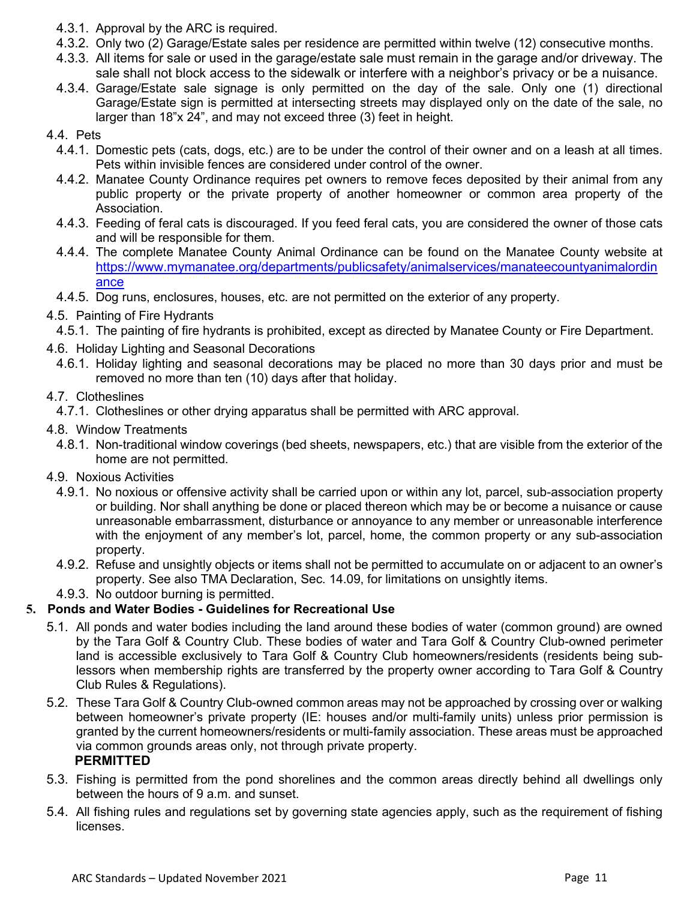- 4.3.1. Approval by the ARC is required.
- 4.3.2. Only two (2) Garage/Estate sales per residence are permitted within twelve (12) consecutive months.
- 4.3.3. All items for sale or used in the garage/estate sale must remain in the garage and/or driveway. The sale shall not block access to the sidewalk or interfere with a neighbor's privacy or be a nuisance.
- 4.3.4. Garage/Estate sale signage is only permitted on the day of the sale. Only one (1) directional Garage/Estate sign is permitted at intersecting streets may displayed only on the date of the sale, no larger than 18"x 24", and may not exceed three (3) feet in height.

4.4. Pets

- 4.4.1. Domestic pets (cats, dogs, etc.) are to be under the control of their owner and on a leash at all times. Pets within invisible fences are considered under control of the owner.
- 4.4.2. Manatee County Ordinance requires pet owners to remove feces deposited by their animal from any public property or the private property of another homeowner or common area property of the Association.
- 4.4.3. Feeding of feral cats is discouraged. If you feed feral cats, you are considered the owner of those cats and will be responsible for them.
- 4.4.4. The complete Manatee County Animal Ordinance can be found on the Manatee County website at [https://www.mymanatee.org/departments/publicsafety/animalservices/manateecountyanimalordinance](https://www.mymanatee.org/departments/publicsafety/animalservices/manateecountyanimalordinance)
- 4.4.5. Dog runs, enclosures, houses, etc. are not permitted on the exterior of any property.

4.5. Painting of Fire Hydrants

- 4.5.1. The painting of fire hydrants is prohibited, except as directed by Manatee County or Fire Department.

4.6. Holiday Lighting and Seasonal Decorations

- 4.6.1. Holiday lighting and seasonal decorations may be placed no more than 30 days prior and must be removed no more than ten (10) days after that holiday.

4.7. Clotheslines

- 4.7.1. Clotheslines or other drying apparatus shall be permitted with ARC approval.

4.8. Window Treatments

- 4.8.1. Non-traditional window coverings (bed sheets, newspapers, etc.) that are visible from the exterior of the home are not permitted.

4.9. Noxious Activities

- 4.9.1. No noxious or offensive activity shall be carried upon or within any lot, parcel, sub-association property or building. Nor shall anything be done or placed thereon which may be or become a nuisance or cause unreasonable embarrassment, disturbance or annoyance to any member or unreasonable interference with the enjoyment of any member's lot, parcel, home, the common property or any sub-association property.
- 4.9.2. Refuse and unsightly objects or items shall not be permitted to accumulate on or adjacent to an owner's property. See also TMA Declaration, Sec. 14.09, for limitations on unsightly items.
- 4.9.3. No outdoor burning is permitted.

## 5. Ponds and Water Bodies - Guidelines for Recreational Use

5.1. All ponds and water bodies including the land around these bodies of water (common ground) are owned by the Tara Golf & Country Club. These bodies of water and Tara Golf & Country Club-owned perimeter land is accessible exclusively to Tara Golf & Country Club homeowners/residents (residents being sub-lessors when membership rights are transferred by the property owner according to Tara Golf & Country Club Rules & Regulations).

5.2. These Tara Golf & Country Club-owned common areas may not be approached by crossing over or walking between homeowner's private property (IE: houses and/or multi-family units) unless prior permission is granted by the current homeowners/residents or multi-family association. These areas must be approached via common grounds areas only, not through private property.

**PERMITTED**

5.3. Fishing is permitted from the pond shorelines and the common areas directly behind all dwellings only between the hours of 9 a.m. and sunset.

5.4. All fishing rules and regulations set by governing state agencies apply, such as the requirement of fishing licenses.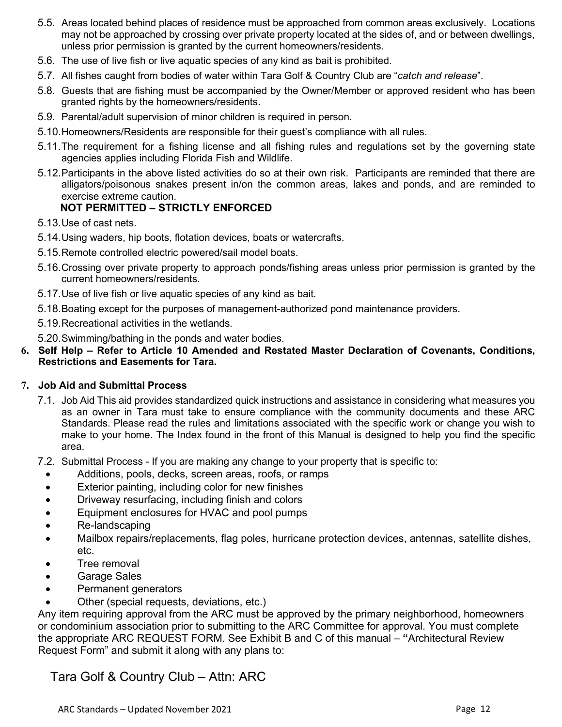5.5. Areas located behind places of residence must be approached from common areas exclusively. Locations may not be approached by crossing over private property located at the sides of, and or between dwellings, unless prior permission is granted by the current homeowners/residents.

5.6. The use of live fish or live aquatic species of any kind as bait is prohibited.

5.7. All fishes caught from bodies of water within Tara Golf & Country Club are "*catch and release*".

5.8. Guests that are fishing must be accompanied by the Owner/Member or approved resident who has been granted rights by the homeowners/residents.

5.9. Parental/adult supervision of minor children is required in person.

5.10. Homeowners/Residents are responsible for their guest's compliance with all rules.

5.11. The requirement for a fishing license and all fishing rules and regulations set by the governing state agencies applies including Florida Fish and Wildlife.

5.12. Participants in the above listed activities do so at their own risk. Participants are reminded that there are alligators/poisonous snakes present in/on the common areas, lakes and ponds, and are reminded to exercise extreme caution.

**NOT PERMITTED – STRICTLY ENFORCED**

5.13. Use of cast nets.

5.14. Using waders, hip boots, flotation devices, boats or watercrafts.

5.15. Remote controlled electric powered/sail model boats.

5.16. Crossing over private property to approach ponds/fishing areas unless prior permission is granted by the current homeowners/residents.

5.17. Use of live fish or live aquatic species of any kind as bait.

5.18. Boating except for the purposes of management-authorized pond maintenance providers.

5.19. Recreational activities in the wetlands.

5.20. Swimming/bathing in the ponds and water bodies.

**6. Self Help – Refer to Article 10 Amended and Restated Master Declaration of Covenants, Conditions, Restrictions and Easements for Tara.**

**7. Job Aid and Submittal Process**

7.1. Job Aid This aid provides standardized quick instructions and assistance in considering what measures you as an owner in Tara must take to ensure compliance with the community documents and these ARC Standards. Please read the rules and limitations associated with the specific work or change you wish to make to your home. The Index found in the front of this Manual is designed to help you find the specific area.

7.2. Submittal Process - If you are making any change to your property that is specific to:

- Additions, pools, decks, screen areas, roofs, or ramps
- Exterior painting, including color for new finishes
- Driveway resurfacing, including finish and colors
- Equipment enclosures for HVAC and pool pumps
- Re-landscaping
- Mailbox repairs/replacements, flag poles, hurricane protection devices, antennas, satellite dishes, etc.
- Tree removal
- Garage Sales
- Permanent generators
- Other (special requests, deviations, etc.)

Any item requiring approval from the ARC must be approved by the primary neighborhood, homeowners or condominium association prior to submitting to the ARC Committee for approval. You must complete the appropriate ARC REQUEST FORM. See Exhibit B and C of this manual – **"**Architectural Review Request Form" and submit it along with any plans to:

Tara Golf & Country Club – Attn: ARC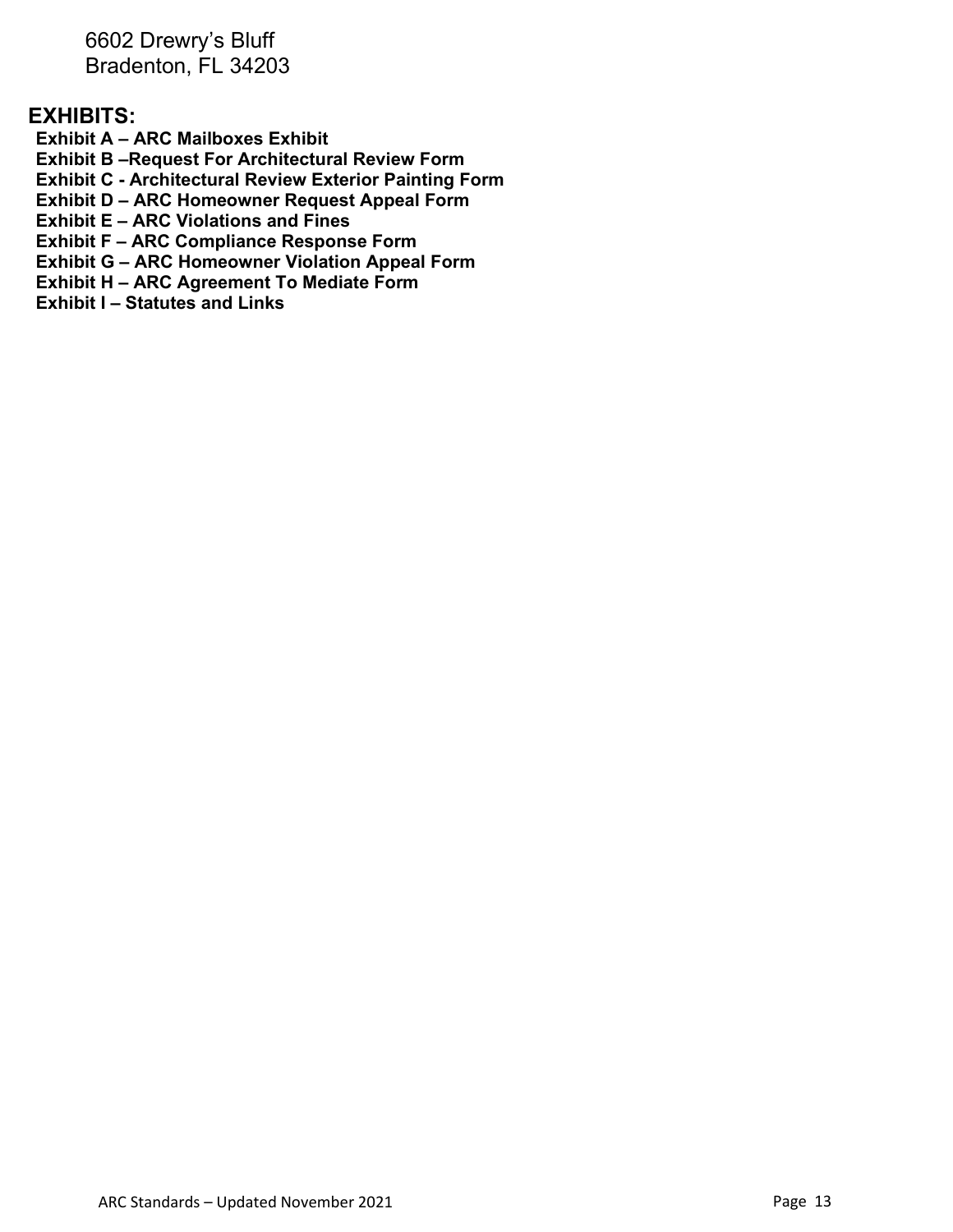6602 Drewry's Bluff
Bradenton, FL 34203

## EXHIBITS:

**Exhibit A – ARC Mailboxes Exhibit**
**Exhibit B –Request For Architectural Review Form**
**Exhibit C - Architectural Review Exterior Painting Form**
**Exhibit D – ARC Homeowner Request Appeal Form**
**Exhibit E – ARC Violations and Fines**
**Exhibit F – ARC Compliance Response Form**
**Exhibit G – ARC Homeowner Violation Appeal Form**
**Exhibit H – ARC Agreement To Mediate Form**
**Exhibit I – Statutes and Links**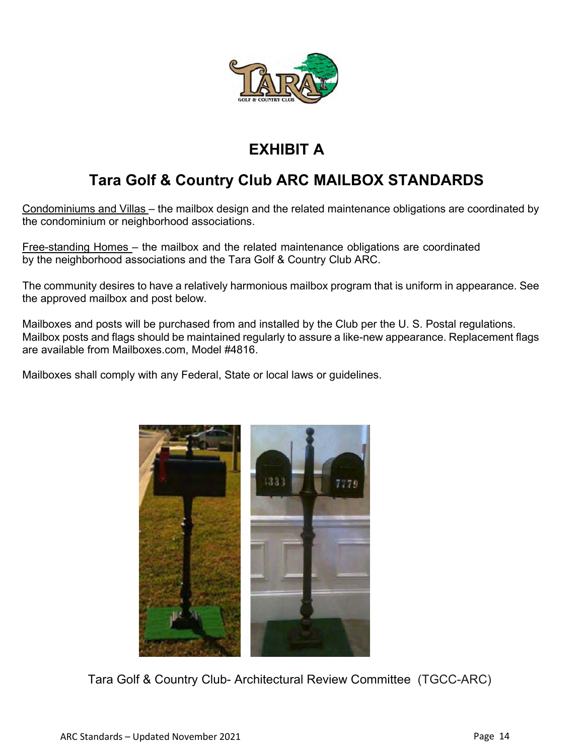# EXHIBIT A

## Tara Golf & Country Club ARC MAILBOX STANDARDS

<u>Condominiums and Villas</u> – the mailbox design and the related maintenance obligations are coordinated by the condominium or neighborhood associations.

<u>Free-standing Homes</u> – the mailbox and the related maintenance obligations are coordinated by the neighborhood associations and the Tara Golf & Country Club ARC.

The community desires to have a relatively harmonious mailbox program that is uniform in appearance. See the approved mailbox and post below.

Mailboxes and posts will be purchased from and installed by the Club per the U. S. Postal regulations. Mailbox posts and flags should be maintained regularly to assure a like-new appearance. Replacement flags are available from Mailboxes.com, Model #4816.

Mailboxes shall comply with any Federal, State or local laws or guidelines.

Tara Golf & Country Club- Architectural Review Committee (TGCC-ARC)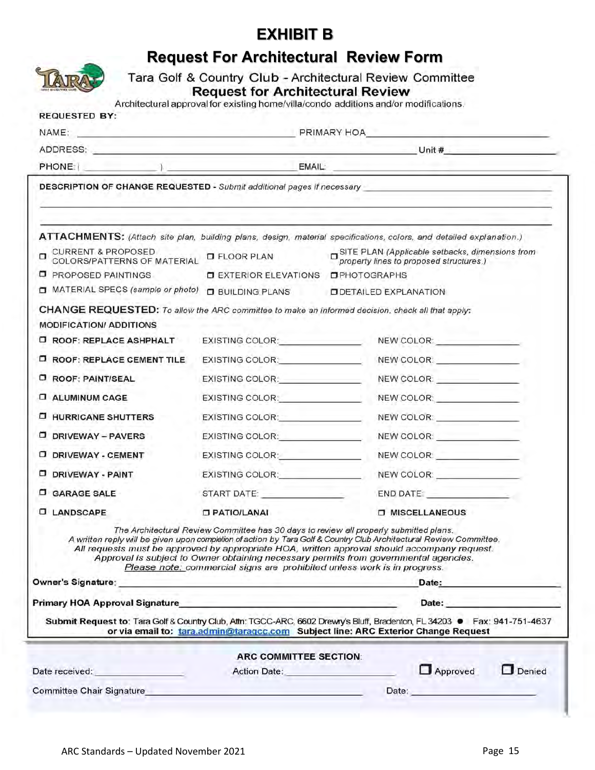# EXHIBIT B

## Request For Architectural Review Form

### Tara Golf & Country Club - Architectural Review Committee

### Request for Architectural Review

Architectural approval for existing home/villa/condo additions and/or modifications.

**REQUESTED BY:**

NAME: ______________________ PRIMARY HOA ______________________

ADDRESS: ______________________ Unit # ______________________

PHONE: ( ______ ) ______________________ EMAIL: ______________________

**DESCRIPTION OF CHANGE REQUESTED** - *Submit additional pages if necessary* ______________________

______________________

______________________

**ATTACHMENTS:** *(Attach site plan, building plans, design, material specifications, colors, and detailed explanation.)*

- ☐ CURRENT & PROPOSED COLORS/PATTERNS OF MATERIAL
- ☐ FLOOR PLAN
- ☐ SITE PLAN *(Applicable setbacks, dimensions from property lines to proposed structures.)*
- ☐ PROPOSED PAINTINGS
- ☐ EXTERIOR ELEVATIONS
- ☐ PHOTOGRAPHS
- ☐ MATERIAL SPECS *(sample or photo)*
- ☐ BUILDING PLANS
- ☐ DETAILED EXPLANATION

**CHANGE REQUESTED:** *To allow the ARC committee to make an informed decision, check all that apply:*

**MODIFICATION/ ADDITIONS**

| | | |
|---|---|---|
| ☐ **ROOF: REPLACE ASHPHALT** | EXISTING COLOR: ______ | NEW COLOR: ______ |
| ☐ **ROOF: REPLACE CEMENT TILE** | EXISTING COLOR: ______ | NEW COLOR: ______ |
| ☐ **ROOF: PAINT/SEAL** | EXISTING COLOR: ______ | NEW COLOR: ______ |
| ☐ **ALUMINUM CAGE** | EXISTING COLOR: ______ | NEW COLOR: ______ |
| ☐ **HURRICANE SHUTTERS** | EXISTING COLOR: ______ | NEW COLOR: ______ |
| ☐ **DRIVEWAY – PAVERS** | EXISTING COLOR: ______ | NEW COLOR: ______ |
| ☐ **DRIVEWAY - CEMENT** | EXISTING COLOR: ______ | NEW COLOR: ______ |
| ☐ **DRIVEWAY - PAINT** | EXISTING COLOR: ______ | NEW COLOR: ______ |
| ☐ **GARAGE SALE** | START DATE: ______ | END DATE: ______ |
| ☐ **LANDSCAPE** | ☐ **PATIO/LANAI** | ☐ **MISCELLANEOUS** |

*The Architectural Review Committee has 30 days to review all properly submitted plans.*
*A written reply will be given upon completion of action by Tara Golf & Country Club Architectural Review Committee.*
*All requests must be approved by appropriate HOA, written approval should accompany request.*
*Approval is subject to Owner obtaining necessary permits from governmental agencies.*
*Please note: commercial signs are prohibited unless work is in progress.*

**Owner's Signature:** ______________________ **Date:** ______

**Primary HOA Approval Signature** ______________________ **Date:** ______

**Submit Request to:** Tara Golf & Country Club, Attn: TGCC-ARC, 6602 Drewry's Bluff, Bradenton, FL 34203 ● Fax: 941-751-4637 **or via email to:** tara.admin@taragcc.com **Subject line: ARC Exterior Change Request**

**ARC COMMITTEE SECTION:**

Date received: ______ Action Date: ______ ☐ Approved ☐ Denied

Committee Chair Signature ______________________ Date: ______

ARC Standards – Updated November 2021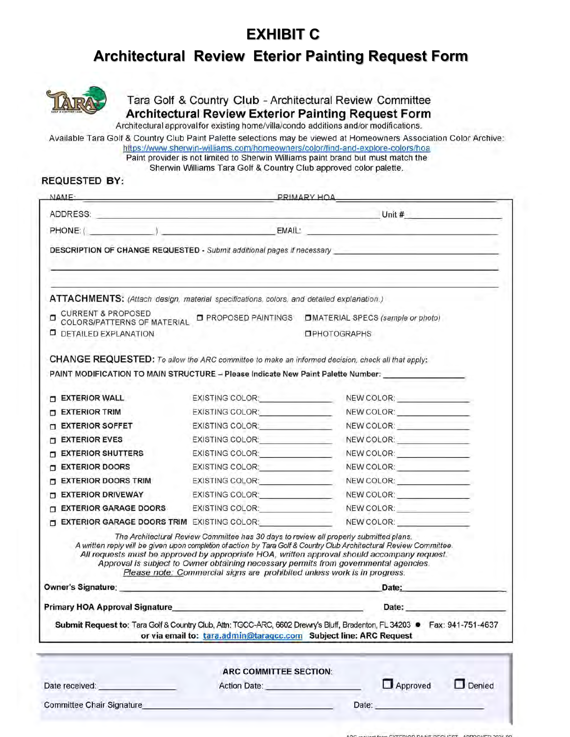# EXHIBIT C

## Architectural Review Eterior Painting Request Form

Tara Golf & Country Club - Architectural Review Committee

**Architectural Review Exterior Painting Request Form**

Architectural approvalfor existing home/villa/condo additions and/or modifications.

Available Tara Golf & Country Club Paint Palette selections may be viewed at Homeowners Association Color Archive: https://www.sherwin-williams.com/homeowners/color/find-and-explore-colors/hoa

Paint provider is not limited to Sherwin Williams paint brand but must match the Sherwin Williams Tara Golf & Country Club approved color palette.

**REQUESTED BY:**

NAME: ______________________ PRIMARY HOA ______________________

ADDRESS: ______________________ Unit # ______________

PHONE: ( ________ ) ______________ EMAIL: ______________________

**DESCRIPTION OF CHANGE REQUESTED** - *Submit additional pages if necessary* ______________________

______________________

______________________

**ATTACHMENTS:** *(Attach design, material specifications, colors, and detailed explanation.)*

- ☐ CURRENT & PROPOSED COLORS/PATTERNS OF MATERIAL
- ☐ PROPOSED PAINTINGS
- ☐ MATERIAL SPECS *(sample or photo)*
- ☐ DETAILED EXPLANATION
- ☐ PHOTOGRAPHS

**CHANGE REQUESTED:** *To allow the ARC committee to make an informed decision, check all that apply:*

**PAINT MODIFICATION TO MAIN STRUCTURE – Please Indicate New Paint Palette Number:** ______________

| | | |
|---|---|---|
| ☐ **EXTERIOR WALL** | EXISTING COLOR: ______________ | NEW COLOR: ______________ |
| ☐ **EXTERIOR TRIM** | EXISTING COLOR: ______________ | NEW COLOR: ______________ |
| ☐ **EXTERIOR SOFFET** | EXISTING COLOR: ______________ | NEW COLOR: ______________ |
| ☐ **EXTERIOR EVES** | EXISTING COLOR: ______________ | NEW COLOR: ______________ |
| ☐ **EXTERIOR SHUTTERS** | EXISTING COLOR: ______________ | NEW COLOR: ______________ |
| ☐ **EXTERIOR DOORS** | EXISTING COLOR: ______________ | NEW COLOR: ______________ |
| ☐ **EXTERIOR DOORS TRIM** | EXISTING COLOR: ______________ | NEW COLOR: ______________ |
| ☐ **EXTERIOR DRIVEWAY** | EXISTING COLOR: ______________ | NEW COLOR: ______________ |
| ☐ **EXTERIOR GARAGE DOORS** | EXISTING COLOR: ______________ | NEW COLOR: ______________ |
| ☐ **EXTERIOR GARAGE DOORS TRIM** | EXISTING COLOR: ______________ | NEW COLOR: ______________ |

*The Architectural Review Committee has 30 days to review all properly submitted plans.*
*A written reply will be given upon completion of action by Tara Golf & Country Club Architectural Review Committee.*
*All requests must be approved by appropriate HOA, written approval should accompany request.*
*Approval is subject to Owner obtaining necessary permits from governmental agencies.*
*Please note: Commercial signs are prohibited unless work is in progress.*

**Owner's Signature:** ______________________ **Date:** ______________

**Primary HOA Approval Signature** ______________________ **Date:** ______________

**Submit Request to:** Tara Golf & Country Club, Attn: TGCC-ARC, 6602 Drewry's Bluff, Bradenton, FL 34203 • **Fax:** 941-751-4637
**or via email to:** tara.admin@taragcc.com **Subject line: ARC Request**

**ARC COMMITTEE SECTION:**

Date received: ______________ Action Date: ______________ ☐ Approved ☐ Denied

Committee Chair Signature ______________________ Date: ______________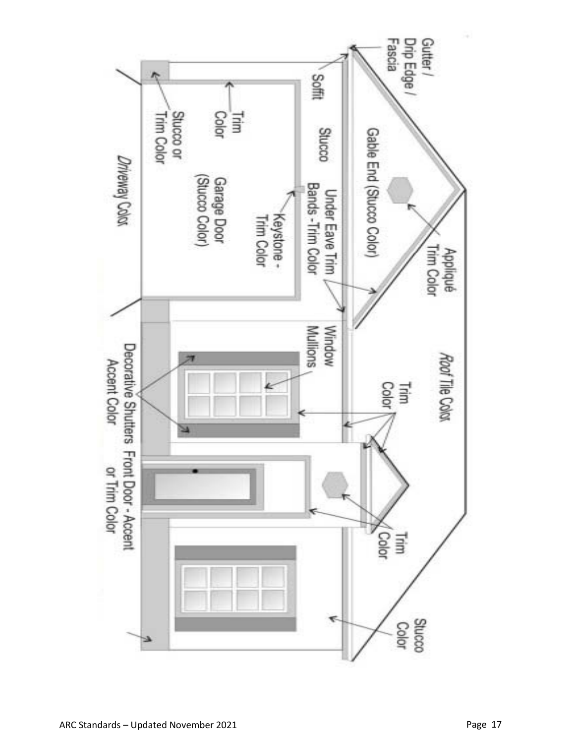Gutter / Drip Edge / Fascia

Soffit

Gable End (Stucco Color)

Appliqué Trim Color

Stucco

Under Eave Trim Bands - Trim Color

Trim Color

Stucco or Trim Color

Garage Door (Stucco Color)

Keystone - Trim Color

*Driveway* Color

*Roof* Tile Color

Window Mullions

Trim Color

Decorative Shutters Accent Color

Front Door - Accent or Trim Color

Trim Color

Stucco Color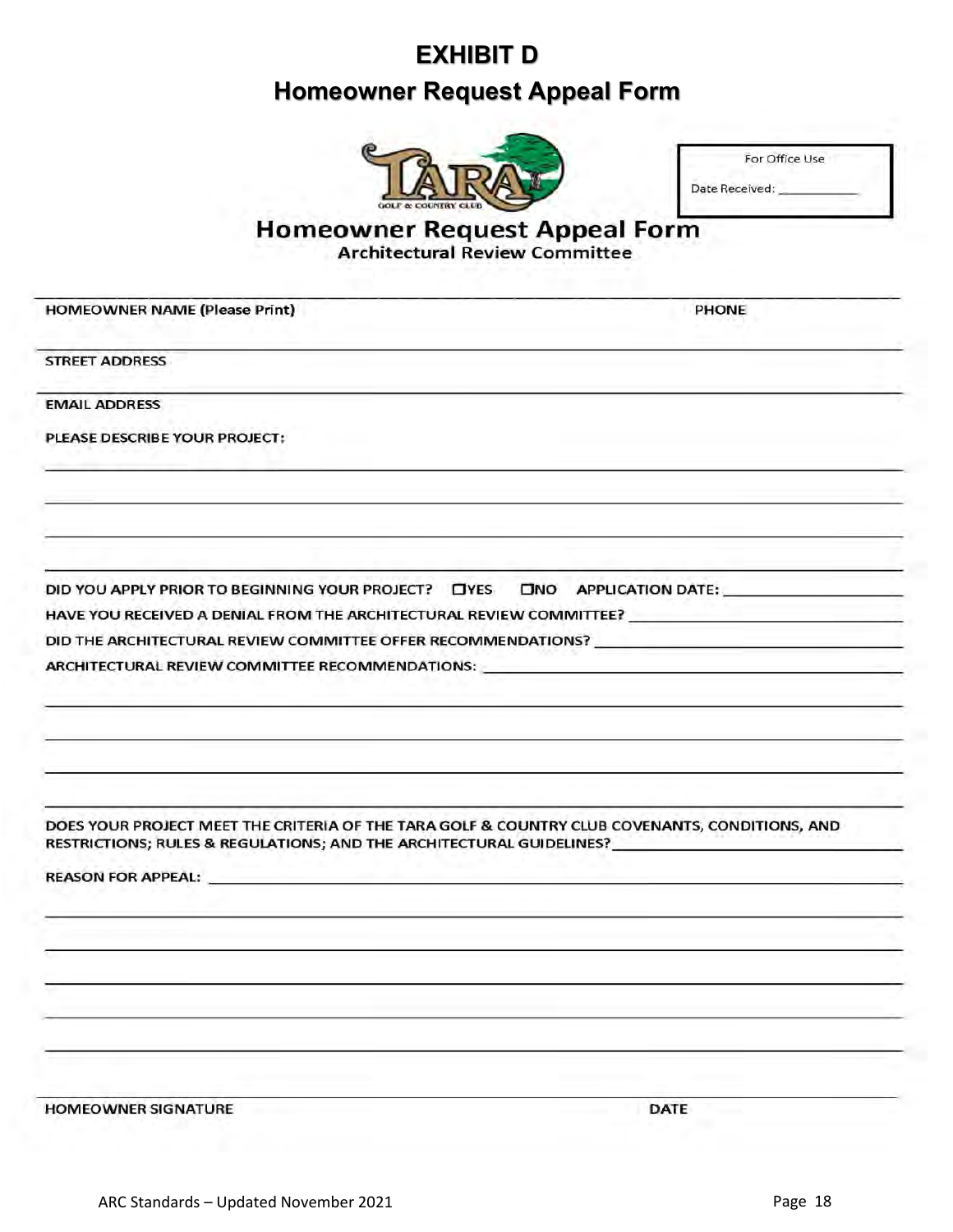# EXHIBIT D

## Homeowner Request Appeal Form

TARA GOLF & COUNTRY CLUB

For Office Use

Date Received: ___________

## Homeowner Request Appeal Form

### Architectural Review Committee

HOMEOWNER NAME (Please Print) PHONE

STREET ADDRESS

EMAIL ADDRESS

PLEASE DESCRIBE YOUR PROJECT:

___________________________________________________________________________

___________________________________________________________________________

___________________________________________________________________________

___________________________________________________________________________

DID YOU APPLY PRIOR TO BEGINNING YOUR PROJECT? ☐YES ☐NO APPLICATION DATE: ___________

HAVE YOU RECEIVED A DENIAL FROM THE ARCHITECTURAL REVIEW COMMITTEE? ___________

DID THE ARCHITECTURAL REVIEW COMMITTEE OFFER RECOMMENDATIONS? ___________

ARCHITECTURAL REVIEW COMMITTEE RECOMMENDATIONS: ___________

___________________________________________________________________________

___________________________________________________________________________

___________________________________________________________________________

___________________________________________________________________________

DOES YOUR PROJECT MEET THE CRITERIA OF THE TARA GOLF & COUNTRY CLUB COVENANTS, CONDITIONS, AND RESTRICTIONS; RULES & REGULATIONS; AND THE ARCHITECTURAL GUIDELINES? ___________

REASON FOR APPEAL: ___________

___________________________________________________________________________

___________________________________________________________________________

___________________________________________________________________________

___________________________________________________________________________

___________________________________________________________________________

HOMEOWNER SIGNATURE DATE

ARC Standards – Updated November 2021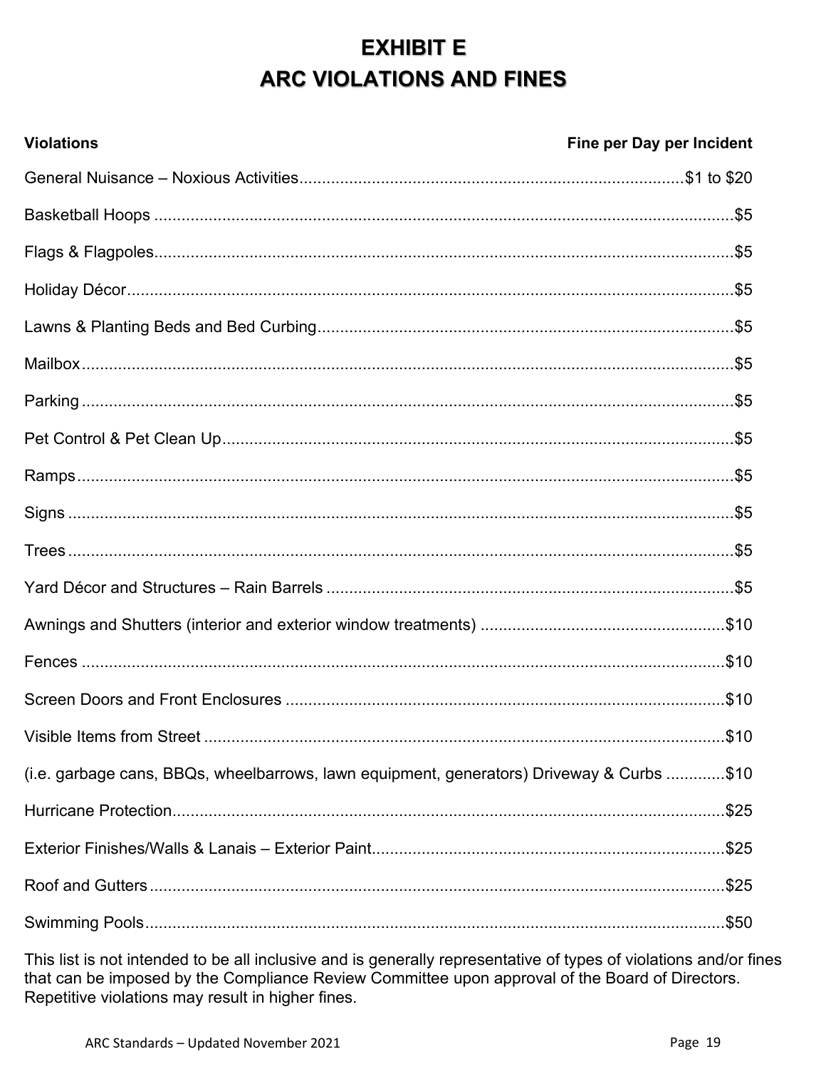# EXHIBIT E
# ARC VIOLATIONS AND FINES

| Violations | Fine per Day per Incident |
|---|---|
| General Nuisance – Noxious Activities | $1 to $20 |
| Basketball Hoops | $5 |
| Flags & Flagpoles | $5 |
| Holiday Décor | $5 |
| Lawns & Planting Beds and Bed Curbing | $5 |
| Mailbox | $5 |
| Parking | $5 |
| Pet Control & Pet Clean Up | $5 |
| Ramps | $5 |
| Signs | $5 |
| Trees | $5 |
| Yard Décor and Structures – Rain Barrels | $5 |
| Awnings and Shutters (interior and exterior window treatments) | $10 |
| Fences | $10 |
| Screen Doors and Front Enclosures | $10 |
| Visible Items from Street | $10 |
| (i.e. garbage cans, BBQs, wheelbarrows, lawn equipment, generators) Driveway & Curbs | $10 |
| Hurricane Protection | $25 |
| Exterior Finishes/Walls & Lanais – Exterior Paint | $25 |
| Roof and Gutters | $25 |
| Swimming Pools | $50 |

This list is not intended to be all inclusive and is generally representative of types of violations and/or fines that can be imposed by the Compliance Review Committee upon approval of the Board of Directors. Repetitive violations may result in higher fines.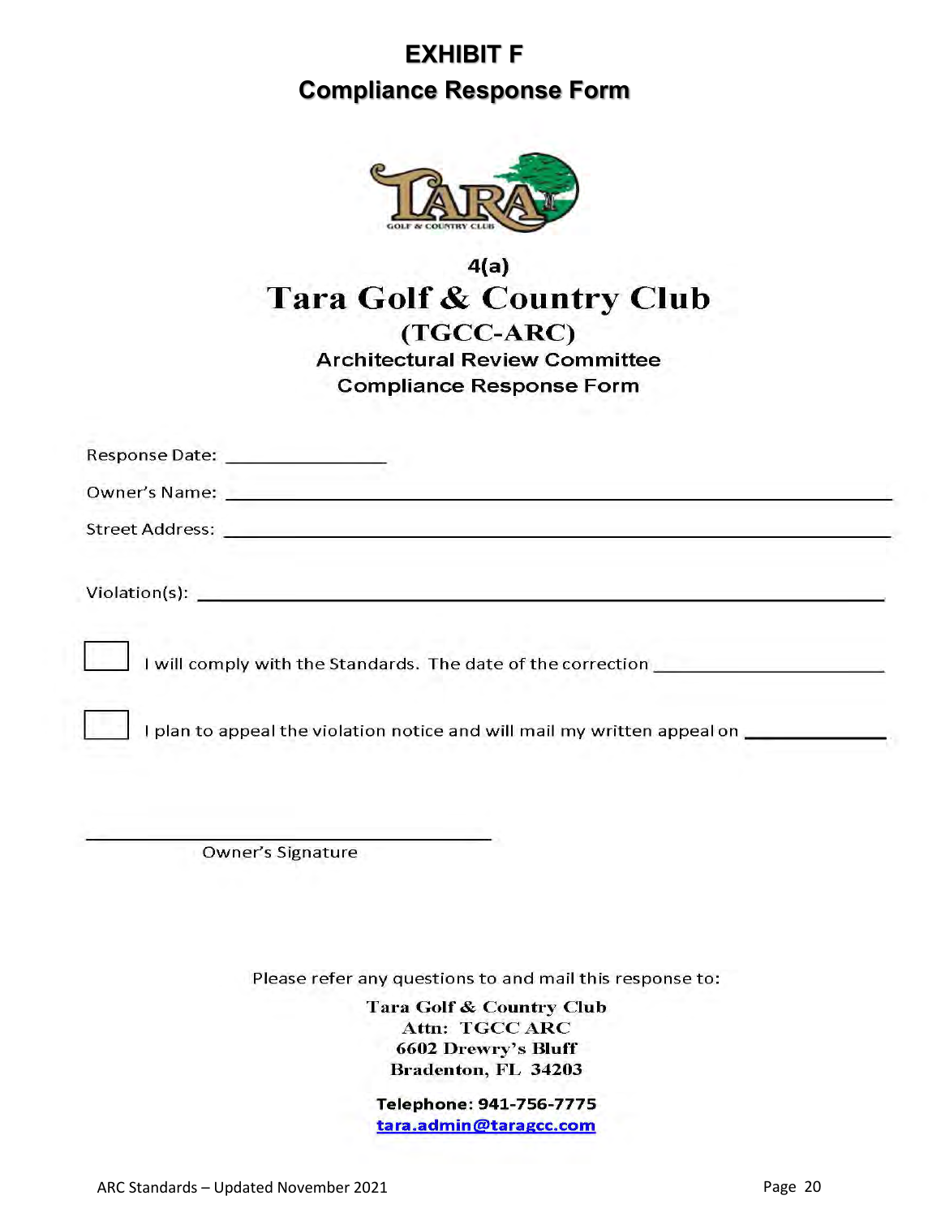# EXHIBIT F

## Compliance Response Form

4(a)

# Tara Golf & Country Club

## (TGCC-ARC)

### Architectural Review Committee

### Compliance Response Form

Response Date: ________________

Owner's Name: ________________________________________________

Street Address: ________________________________________________

Violation(s): ________________________________________________

☐ I will comply with the Standards. The date of the correction ________________________

☐ I plan to appeal the violation notice and will mail my written appeal on ______________

________________________________________

Owner's Signature

Please refer any questions to and mail this response to:

**Tara Golf & Country Club**
**Attn: TGCC ARC**
**6602 Drewry's Bluff**
**Bradenton, FL 34203**

**Telephone: 941-756-7775**
**tara.admin@taragcc.com**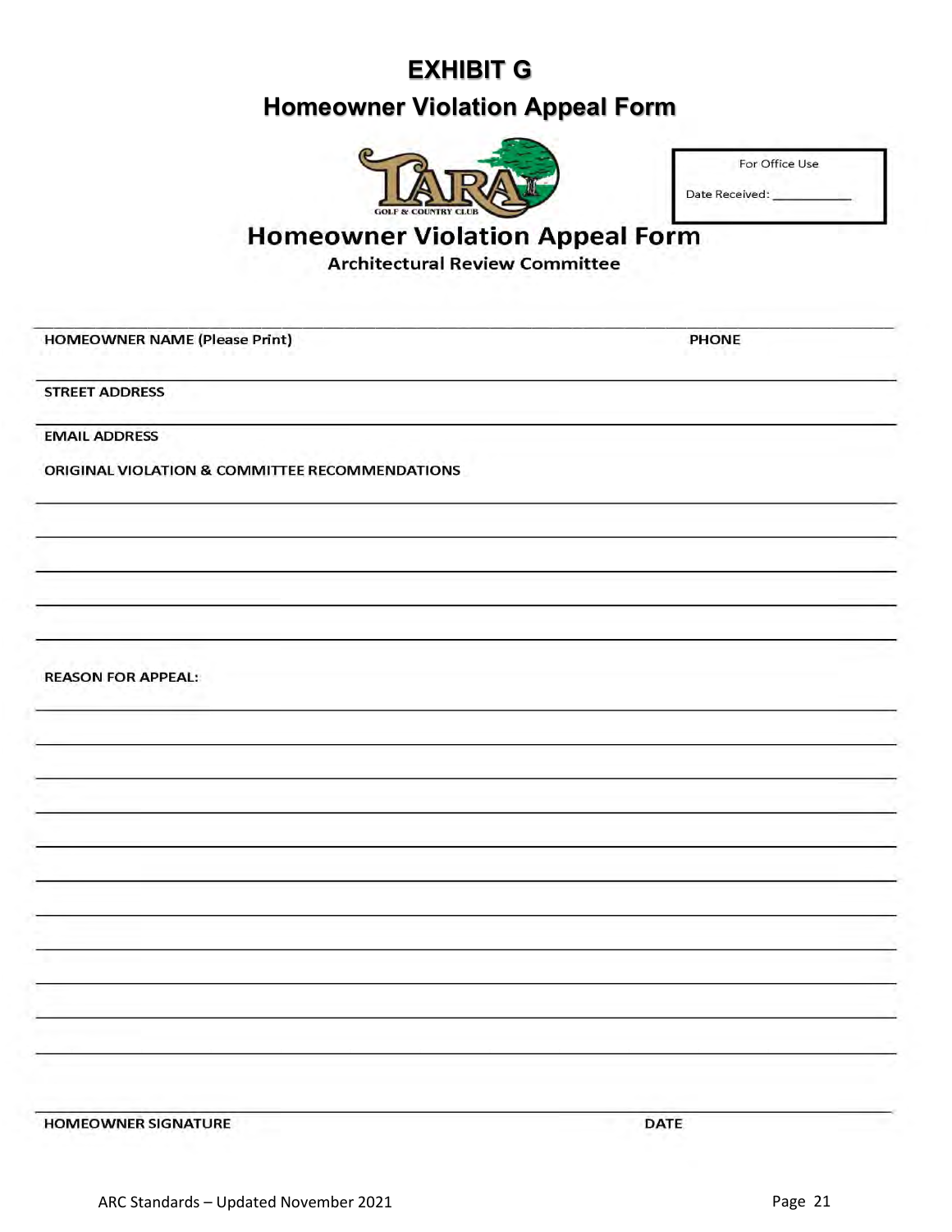# EXHIBIT G

## Homeowner Violation Appeal Form

TARA GOLF & COUNTRY CLUB

For Office Use

Date Received: ___________

## Homeowner Violation Appeal Form

### Architectural Review Committee

_______________________________________________________________________________

**HOMEOWNER NAME (Please Print)** **PHONE**

_______________________________________________________________________________

**STREET ADDRESS**

_______________________________________________________________________________

**EMAIL ADDRESS**

**ORIGINAL VIOLATION & COMMITTEE RECOMMENDATIONS**

_______________________________________________________________________________

_______________________________________________________________________________

_______________________________________________________________________________

_______________________________________________________________________________

_______________________________________________________________________________

**REASON FOR APPEAL:**

_______________________________________________________________________________

_______________________________________________________________________________

_______________________________________________________________________________

_______________________________________________________________________________

_______________________________________________________________________________

_______________________________________________________________________________

_______________________________________________________________________________

_______________________________________________________________________________

_______________________________________________________________________________

_______________________________________________________________________________

_______________________________________________________________________________

_______________________________________________________________________________

**HOMEOWNER SIGNATURE** **DATE**

ARC Standards – Updated November 2021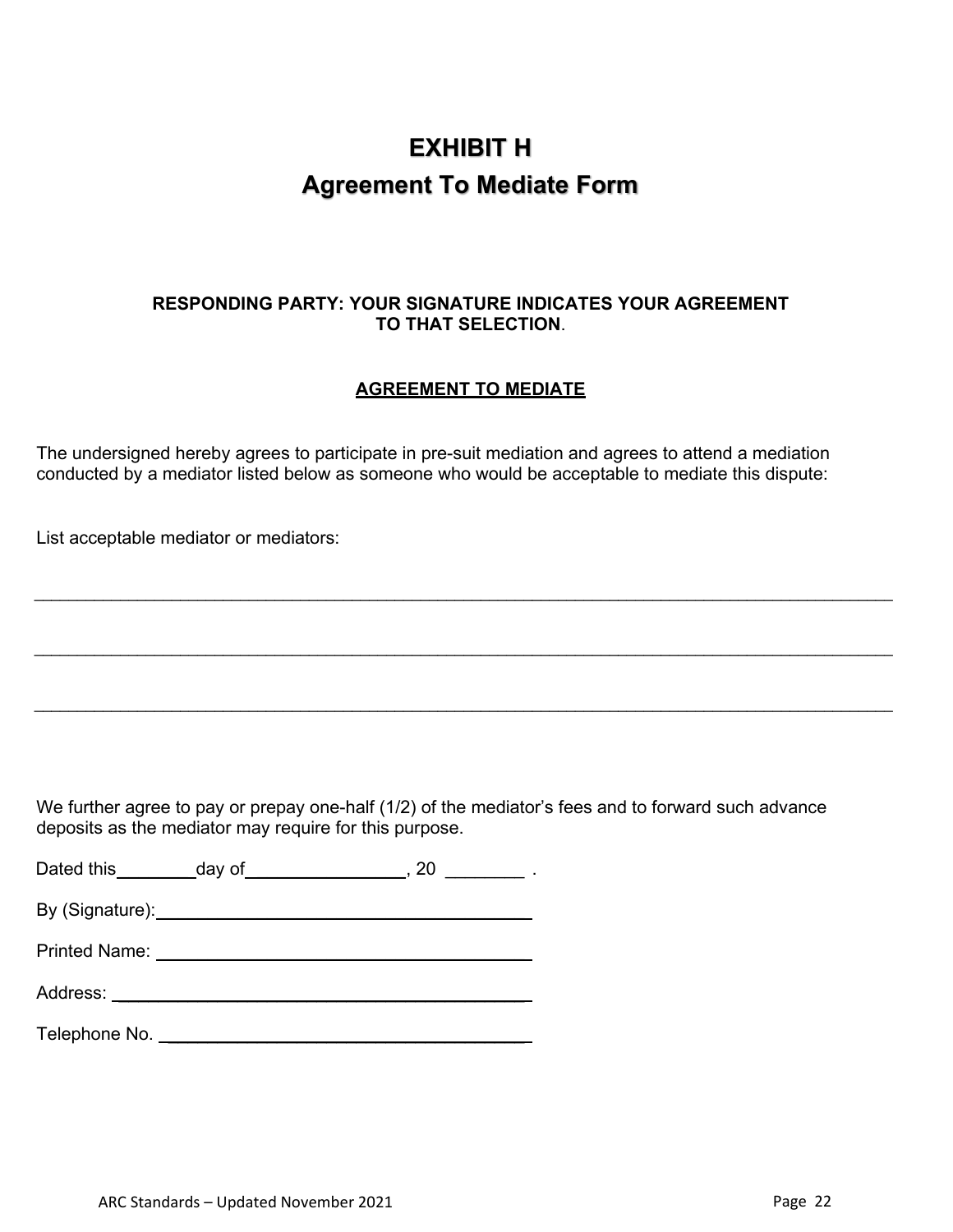# EXHIBIT H

# Agreement To Mediate Form

**RESPONDING PARTY: YOUR SIGNATURE INDICATES YOUR AGREEMENT TO THAT SELECTION**.

**<u>AGREEMENT TO MEDIATE</u>**

The undersigned hereby agrees to participate in pre-suit mediation and agrees to attend a mediation conducted by a mediator listed below as someone who would be acceptable to mediate this dispute:

List acceptable mediator or mediators:

\_\_\_\_\_\_\_\_\_\_\_\_\_\_\_\_\_\_\_\_\_\_\_\_\_\_\_\_\_\_\_\_\_\_\_\_\_\_\_\_\_\_\_\_\_\_\_\_\_\_\_\_\_\_\_\_\_\_\_\_\_\_\_\_\_\_\_\_\_\_\_\_\_\_\_\_\_\_

\_\_\_\_\_\_\_\_\_\_\_\_\_\_\_\_\_\_\_\_\_\_\_\_\_\_\_\_\_\_\_\_\_\_\_\_\_\_\_\_\_\_\_\_\_\_\_\_\_\_\_\_\_\_\_\_\_\_\_\_\_\_\_\_\_\_\_\_\_\_\_\_\_\_\_\_\_\_

\_\_\_\_\_\_\_\_\_\_\_\_\_\_\_\_\_\_\_\_\_\_\_\_\_\_\_\_\_\_\_\_\_\_\_\_\_\_\_\_\_\_\_\_\_\_\_\_\_\_\_\_\_\_\_\_\_\_\_\_\_\_\_\_\_\_\_\_\_\_\_\_\_\_\_\_\_\_

We further agree to pay or prepay one-half (1/2) of the mediator's fees and to forward such advance deposits as the mediator may require for this purpose.

Dated this\_\_\_\_\_\_\_\_day of\_\_\_\_\_\_\_\_\_\_\_\_\_\_\_\_, 20 \_\_\_\_\_\_\_\_ .

By (Signature):\_\_\_\_\_\_\_\_\_\_\_\_\_\_\_\_\_\_\_\_\_\_\_\_\_\_\_\_\_\_\_\_\_\_\_\_\_\_

Printed Name: \_\_\_\_\_\_\_\_\_\_\_\_\_\_\_\_\_\_\_\_\_\_\_\_\_\_\_\_\_\_\_\_\_\_\_\_\_\_

Address: \_\_\_\_\_\_\_\_\_\_\_\_\_\_\_\_\_\_\_\_\_\_\_\_\_\_\_\_\_\_\_\_\_\_\_\_\_\_\_\_\_\_\_

Telephone No. \_\_\_\_\_\_\_\_\_\_\_\_\_\_\_\_\_\_\_\_\_\_\_\_\_\_\_\_\_\_\_\_\_\_\_\_\_\_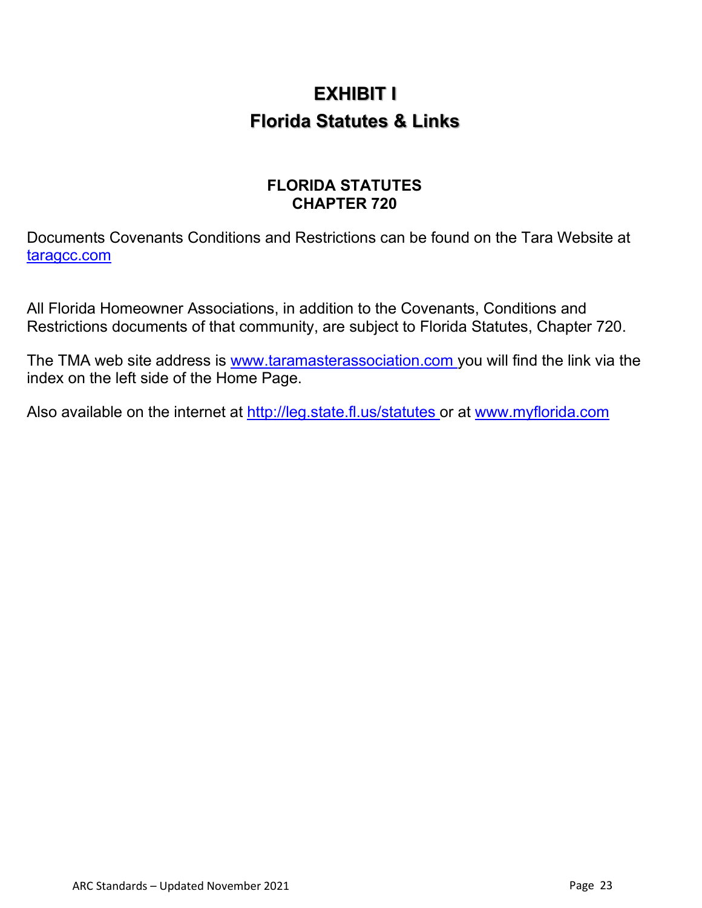# EXHIBIT I
# Florida Statutes & Links

### FLORIDA STATUTES
### CHAPTER 720

Documents Covenants Conditions and Restrictions can be found on the Tara Website at taragcc.com

All Florida Homeowner Associations, in addition to the Covenants, Conditions and Restrictions documents of that community, are subject to Florida Statutes, Chapter 720.

The TMA web site address is www.taramasterassociation.com you will find the link via the index on the left side of the Home Page.

Also available on the internet at http://leg.state.fl.us/statutes or at www.myflorida.com